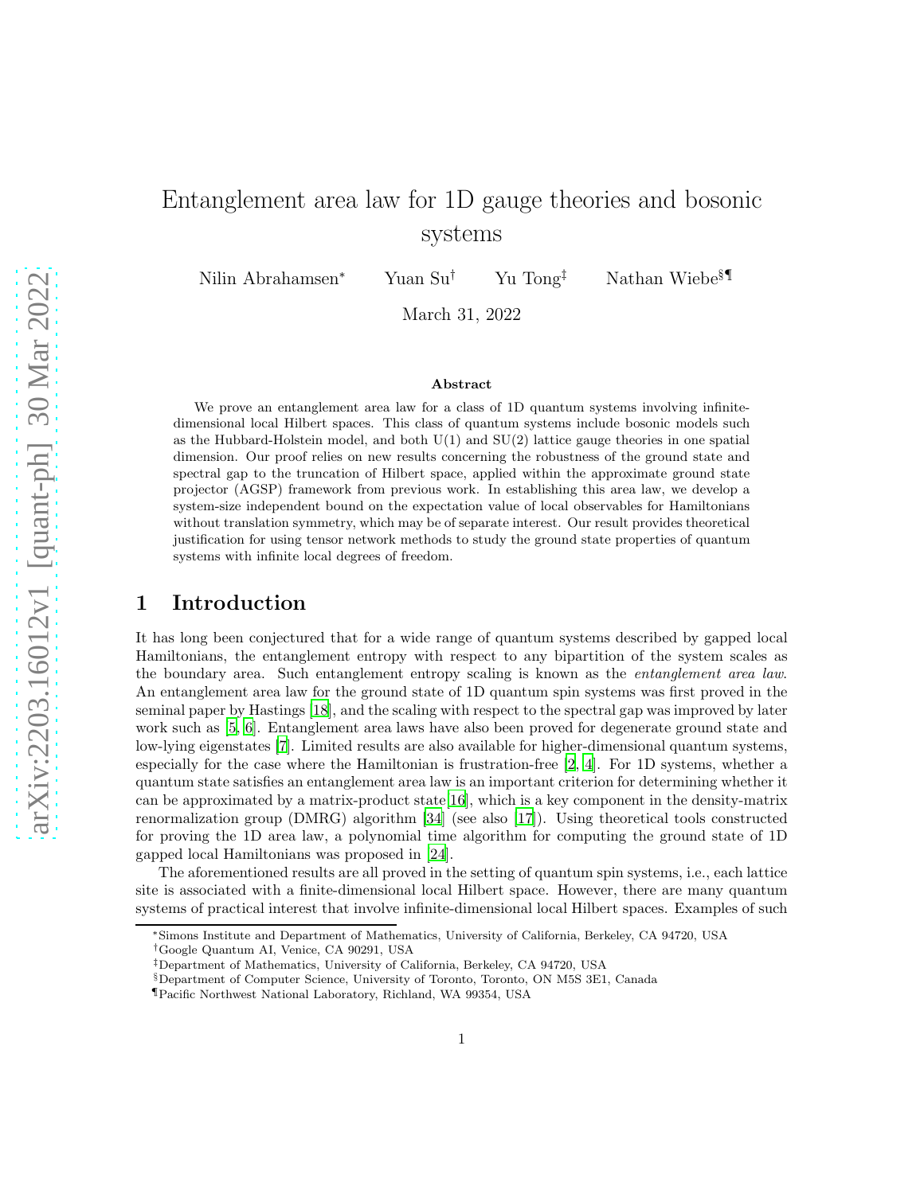# Entanglement area law for 1D gauge theories and bosonic systems

Nilin Abrahamsen* Yuan Su† Yu Tong‡ Nathan Wiebe§¶

March 31, 2022

### Abstract

We prove an entanglement area law for a class of 1D quantum systems involving infinite-dimensional local Hilbert spaces. This class of quantum systems include bosonic models such as the Hubbard-Holstein model, and both U(1) and SU(2) lattice gauge theories in one spatial dimension. Our proof relies on new results concerning the robustness of the ground state and spectral gap to the truncation of Hilbert space, applied within the approximate ground state projector (AGSP) framework from previous work. In establishing this area law, we develop a system-size independent bound on the expectation value of local observables for Hamiltonians without translation symmetry, which may be of separate interest. Our result provides theoretical justification for using tensor network methods to study the ground state properties of quantum systems with infinite local degrees of freedom.

## 1 Introduction

It has long been conjectured that for a wide range of quantum systems described by gapped local Hamiltonians, the entanglement entropy with respect to any bipartition of the system scales as the boundary area. Such entanglement entropy scaling is known as the *entanglement area law*. An entanglement area law for the ground state of 1D quantum spin systems was first proved in the seminal paper by Hastings [18], and the scaling with respect to the spectral gap was improved by later work such as [5, 6]. Entanglement area laws have also been proved for degenerate ground state and low-lying eigenstates [7]. Limited results are also available for higher-dimensional quantum systems, especially for the case where the Hamiltonian is frustration-free [2, 4]. For 1D systems, whether a quantum state satisfies an entanglement area law is an important criterion for determining whether it can be approximated by a matrix-product state [16], which is a key component in the density-matrix renormalization group (DMRG) algorithm [34] (see also [17]). Using theoretical tools constructed for proving the 1D area law, a polynomial time algorithm for computing the ground state of 1D gapped local Hamiltonians was proposed in [24].

The aforementioned results are all proved in the setting of quantum spin systems, i.e., each lattice site is associated with a finite-dimensional local Hilbert space. However, there are many quantum systems of practical interest that involve infinite-dimensional local Hilbert spaces. Examples of such

---

*Simons Institute and Department of Mathematics, University of California, Berkeley, CA 94720, USA

†Google Quantum AI, Venice, CA 90291, USA

‡Department of Mathematics, University of California, Berkeley, CA 94720, USA

§Department of Computer Science, University of Toronto, Toronto, ON M5S 3E1, Canada

¶Pacific Northwest National Laboratory, Richland, WA 99354, USA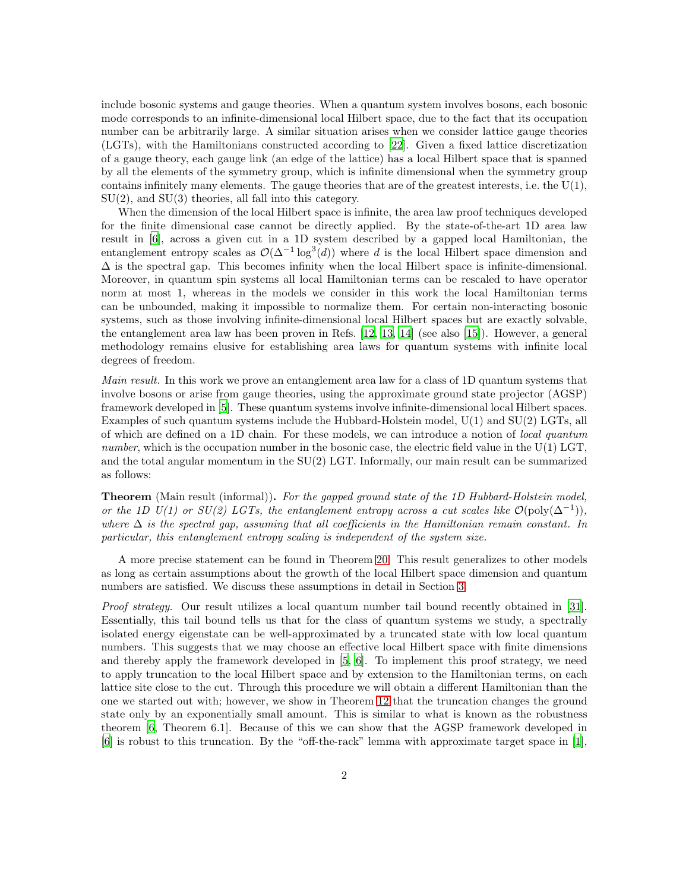include bosonic systems and gauge theories. When a quantum system involves bosons, each bosonic mode corresponds to an infinite-dimensional local Hilbert space, due to the fact that its occupation number can be arbitrarily large. A similar situation arises when we consider lattice gauge theories (LGTs), with the Hamiltonians constructed according to [22]. Given a fixed lattice discretization of a gauge theory, each gauge link (an edge of the lattice) has a local Hilbert space that is spanned by all the elements of the symmetry group, which is infinite dimensional when the symmetry group contains infinitely many elements. The gauge theories that are of the greatest interests, i.e. the U(1), SU(2), and SU(3) theories, all fall into this category.

When the dimension of the local Hilbert space is infinite, the area law proof techniques developed for the finite dimensional case cannot be directly applied. By the state-of-the-art 1D area law result in [6], across a given cut in a 1D system described by a gapped local Hamiltonian, the entanglement entropy scales as $\mathcal{O}(\Delta^{-1}\log^3(d))$ where $d$ is the local Hilbert space dimension and $\Delta$ is the spectral gap. This becomes infinity when the local Hilbert space is infinite-dimensional. Moreover, in quantum spin systems all local Hamiltonian terms can be rescaled to have operator norm at most 1, whereas in the models we consider in this work the local Hamiltonian terms can be unbounded, making it impossible to normalize them. For certain non-interacting bosonic systems, such as those involving infinite-dimensional local Hilbert spaces but are exactly solvable, the entanglement area law has been proven in Refs. [12, 13, 14] (see also [15]). However, a general methodology remains elusive for establishing area laws for quantum systems with infinite local degrees of freedom.

*Main result.* In this work we prove an entanglement area law for a class of 1D quantum systems that involve bosons or arise from gauge theories, using the approximate ground state projector (AGSP) framework developed in [5]. These quantum systems involve infinite-dimensional local Hilbert spaces. Examples of such quantum systems include the Hubbard-Holstein model, U(1) and SU(2) LGTs, all of which are defined on a 1D chain. For these models, we can introduce a notion of *local quantum number*, which is the occupation number in the bosonic case, the electric field value in the U(1) LGT, and the total angular momentum in the SU(2) LGT. Informally, our main result can be summarized as follows:

**Theorem** (Main result (informal))**.** *For the gapped ground state of the 1D Hubbard-Holstein model, or the 1D U(1) or SU(2) LGTs, the entanglement entropy across a cut scales like $\mathcal{O}(\mathrm{poly}(\Delta^{-1}))$, where $\Delta$ is the spectral gap, assuming that all coefficients in the Hamiltonian remain constant. In particular, this entanglement entropy scaling is independent of the system size.*

A more precise statement can be found in Theorem 20. This result generalizes to other models as long as certain assumptions about the growth of the local Hilbert space dimension and quantum numbers are satisfied. We discuss these assumptions in detail in Section 3.

*Proof strategy.* Our result utilizes a local quantum number tail bound recently obtained in [31]. Essentially, this tail bound tells us that for the class of quantum systems we study, a spectrally isolated energy eigenstate can be well-approximated by a truncated state with low local quantum numbers. This suggests that we may choose an effective local Hilbert space with finite dimensions and thereby apply the framework developed in [5, 6]. To implement this proof strategy, we need to apply truncation to the local Hilbert space and by extension to the Hamiltonian terms, on each lattice site close to the cut. Through this procedure we will obtain a different Hamiltonian than the one we started out with; however, we show in Theorem 12 that the truncation changes the ground state only by an exponentially small amount. This is similar to what is known as the robustness theorem [6, Theorem 6.1]. Because of this we can show that the AGSP framework developed in [6] is robust to this truncation. By the "off-the-rack" lemma with approximate target space in [1],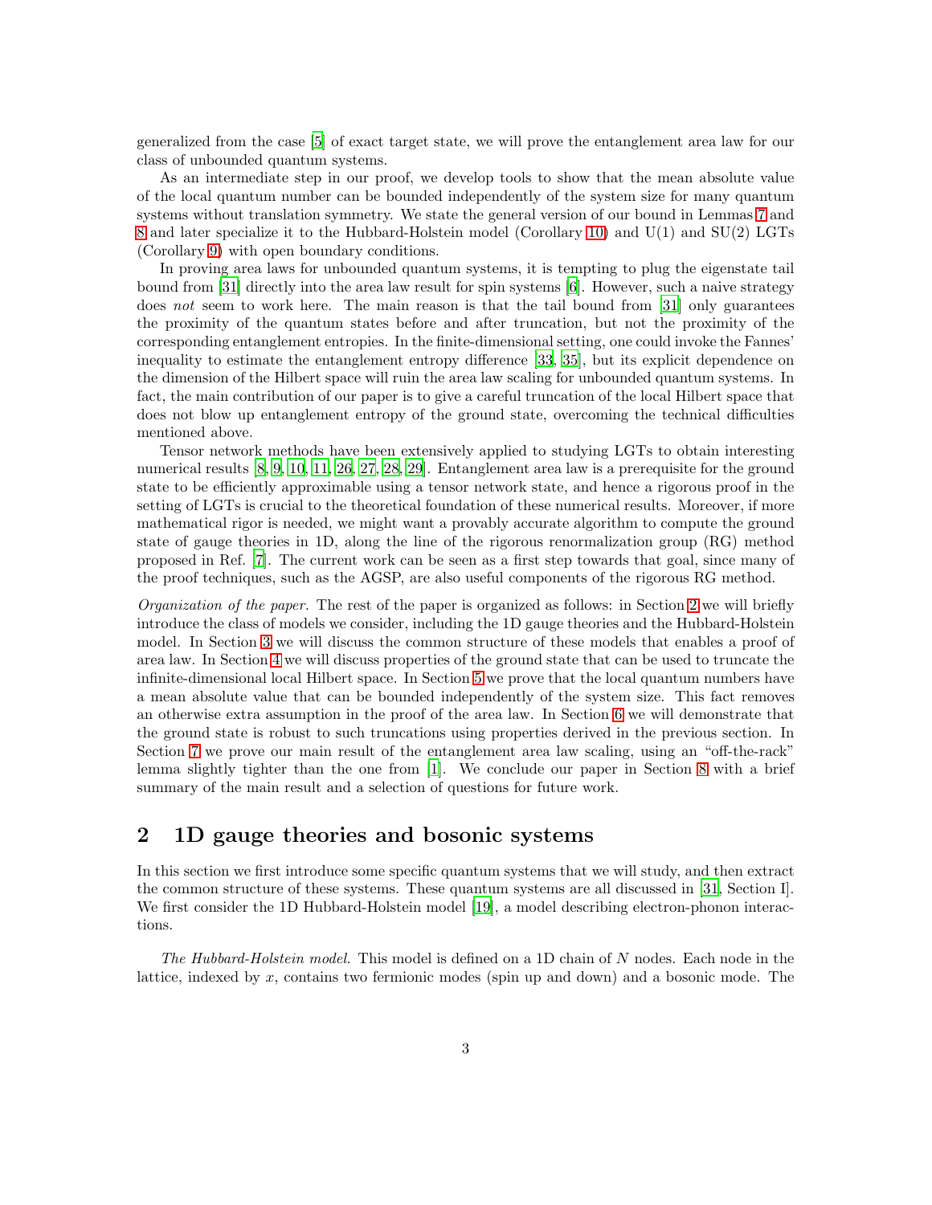generalized from the case [5] of exact target state, we will prove the entanglement area law for our class of unbounded quantum systems.

As an intermediate step in our proof, we develop tools to show that the mean absolute value of the local quantum number can be bounded independently of the system size for many quantum systems without translation symmetry. We state the general version of our bound in Lemmas 7 and 8 and later specialize it to the Hubbard-Holstein model (Corollary 10) and U(1) and SU(2) LGTs (Corollary 9) with open boundary conditions.

In proving area laws for unbounded quantum systems, it is tempting to plug the eigenstate tail bound from [31] directly into the area law result for spin systems [6]. However, such a naive strategy does *not* seem to work here. The main reason is that the tail bound from [31] only guarantees the proximity of the quantum states before and after truncation, but not the proximity of the corresponding entanglement entropies. In the finite-dimensional setting, one could invoke the Fannes' inequality to estimate the entanglement entropy difference [33, 35], but its explicit dependence on the dimension of the Hilbert space will ruin the area law scaling for unbounded quantum systems. In fact, the main contribution of our paper is to give a careful truncation of the local Hilbert space that does not blow up entanglement entropy of the ground state, overcoming the technical difficulties mentioned above.

Tensor network methods have been extensively applied to studying LGTs to obtain interesting numerical results [8, 9, 10, 11, 26, 27, 28, 29]. Entanglement area law is a prerequisite for the ground state to be efficiently approximable using a tensor network state, and hence a rigorous proof in the setting of LGTs is crucial to the theoretical foundation of these numerical results. Moreover, if more mathematical rigor is needed, we might want a provably accurate algorithm to compute the ground state of gauge theories in 1D, along the line of the rigorous renormalization group (RG) method proposed in Ref. [7]. The current work can be seen as a first step towards that goal, since many of the proof techniques, such as the AGSP, are also useful components of the rigorous RG method.

*Organization of the paper.* The rest of the paper is organized as follows: in Section 2 we will briefly introduce the class of models we consider, including the 1D gauge theories and the Hubbard-Holstein model. In Section 3 we will discuss the common structure of these models that enables a proof of area law. In Section 4 we will discuss properties of the ground state that can be used to truncate the infinite-dimensional local Hilbert space. In Section 5 we prove that the local quantum numbers have a mean absolute value that can be bounded independently of the system size. This fact removes an otherwise extra assumption in the proof of the area law. In Section 6 we will demonstrate that the ground state is robust to such truncations using properties derived in the previous section. In Section 7 we prove our main result of the entanglement area law scaling, using an "off-the-rack" lemma slightly tighter than the one from [1]. We conclude our paper in Section 8 with a brief summary of the main result and a selection of questions for future work.

## 2 1D gauge theories and bosonic systems

In this section we first introduce some specific quantum systems that we will study, and then extract the common structure of these systems. These quantum systems are all discussed in [31, Section I]. We first consider the 1D Hubbard-Holstein model [19], a model describing electron-phonon interactions.

*The Hubbard-Holstein model.* This model is defined on a 1D chain of $N$ nodes. Each node in the lattice, indexed by $x$, contains two fermionic modes (spin up and down) and a bosonic mode. The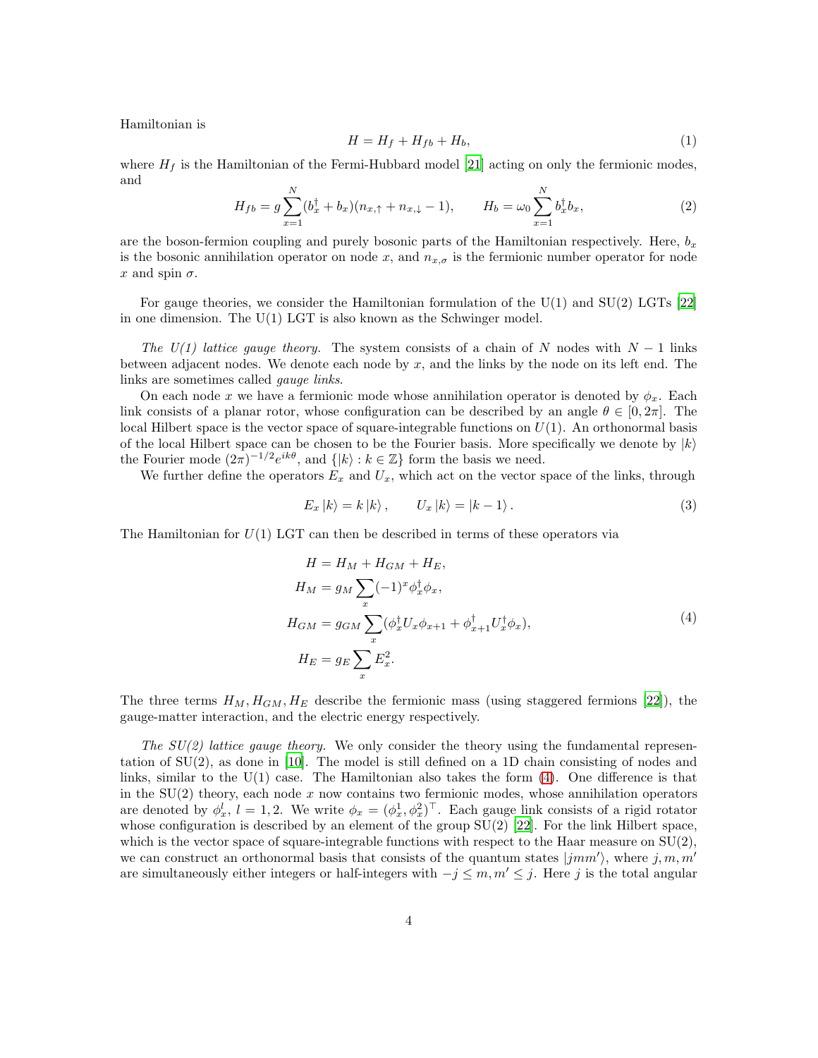Hamiltonian is

$$H = H_f + H_{fb} + H_b, \tag{1}$$

where $H_f$ is the Hamiltonian of the Fermi-Hubbard model [21] acting on only the fermionic modes, and

$$H_{fb} = g\sum_{x=1}^{N}(b_x^\dagger + b_x)(n_{x,\uparrow} + n_{x,\downarrow} - 1), \qquad H_b = \omega_0 \sum_{x=1}^{N} b_x^\dagger b_x, \tag{2}$$

are the boson-fermion coupling and purely bosonic parts of the Hamiltonian respectively. Here, $b_x$ is the bosonic annihilation operator on node $x$, and $n_{x,\sigma}$ is the fermionic number operator for node $x$ and spin $\sigma$.

For gauge theories, we consider the Hamiltonian formulation of the U(1) and SU(2) LGTs [22] in one dimension. The U(1) LGT is also known as the Schwinger model.

*The U(1) lattice gauge theory.* The system consists of a chain of $N$ nodes with $N-1$ links between adjacent nodes. We denote each node by $x$, and the links by the node on its left end. The links are sometimes called *gauge links*.

On each node $x$ we have a fermionic mode whose annihilation operator is denoted by $\phi_x$. Each link consists of a planar rotor, whose configuration can be described by an angle $\theta \in [0, 2\pi]$. The local Hilbert space is the vector space of square-integrable functions on $U(1)$. An orthonormal basis of the local Hilbert space can be chosen to be the Fourier basis. More specifically we denote by $|k\rangle$ the Fourier mode $(2\pi)^{-1/2}e^{ik\theta}$, and $\{|k\rangle : k \in \mathbb{Z}\}$ form the basis we need.

We further define the operators $E_x$ and $U_x$, which act on the vector space of the links, through

$$E_x |k\rangle = k|k\rangle, \qquad U_x |k\rangle = |k-1\rangle. \tag{3}$$

The Hamiltonian for $U(1)$ LGT can then be described in terms of these operators via

$$\begin{aligned}
H &= H_M + H_{GM} + H_E, \\
H_M &= g_M \sum_x (-1)^x \phi_x^\dagger \phi_x, \\
H_{GM} &= g_{GM} \sum_x (\phi_x^\dagger U_x \phi_{x+1} + \phi_{x+1}^\dagger U_x^\dagger \phi_x), \\
H_E &= g_E \sum_x E_x^2.
\end{aligned} \tag{4}$$

The three terms $H_M, H_{GM}, H_E$ describe the fermionic mass (using staggered fermions [22]), the gauge-matter interaction, and the electric energy respectively.

*The SU(2) lattice gauge theory.* We only consider the theory using the fundamental representation of SU(2), as done in [10]. The model is still defined on a 1D chain consisting of nodes and links, similar to the U(1) case. The Hamiltonian also takes the form (4). One difference is that in the SU(2) theory, each node $x$ now contains two fermionic modes, whose annihilation operators are denoted by $\phi_x^l$, $l = 1, 2$. We write $\phi_x = (\phi_x^1, \phi_x^2)^\top$. Each gauge link consists of a rigid rotator whose configuration is described by an element of the group SU(2) [22]. For the link Hilbert space, which is the vector space of square-integrable functions with respect to the Haar measure on SU(2), we can construct an orthonormal basis that consists of the quantum states $|jmm'\rangle$, where $j, m, m'$ are simultaneously either integers or half-integers with $-j \leq m, m' \leq j$. Here $j$ is the total angular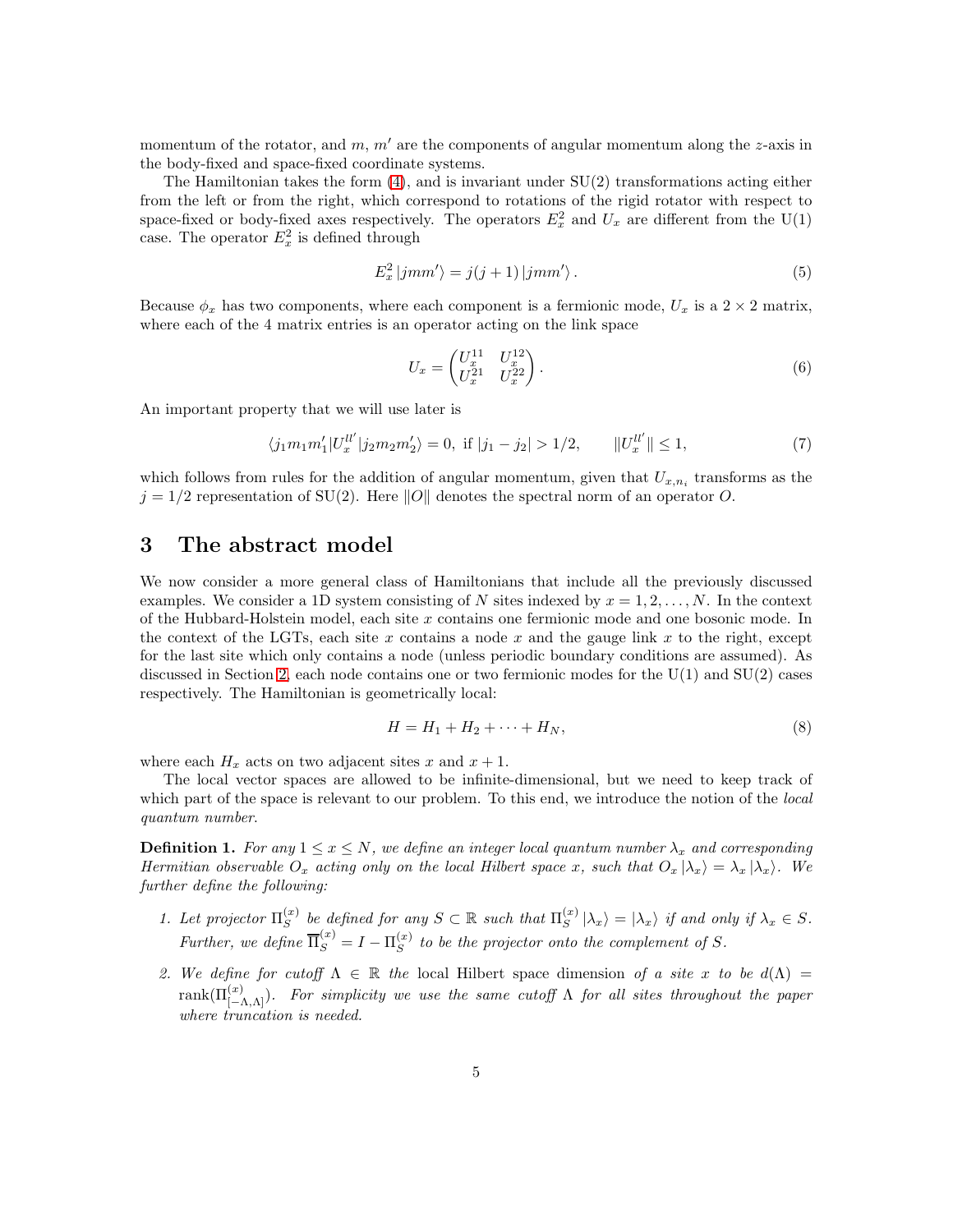momentum of the rotator, and $m$, $m'$ are the components of angular momentum along the $z$-axis in the body-fixed and space-fixed coordinate systems.

The Hamiltonian takes the form (4), and is invariant under SU(2) transformations acting either from the left or from the right, which correspond to rotations of the rigid rotator with respect to space-fixed or body-fixed axes respectively. The operators $E_x^2$ and $U_x$ are different from the U(1) case. The operator $E_x^2$ is defined through

$$E_x^2 \left|jmm'\right\rangle = j(j+1) \left|jmm'\right\rangle . \tag{5}$$

Because $\phi_x$ has two components, where each component is a fermionic mode, $U_x$ is a $2 \times 2$ matrix, where each of the 4 matrix entries is an operator acting on the link space

$$U_x = \begin{pmatrix} U_x^{11} & U_x^{12} \\ U_x^{21} & U_x^{22} \end{pmatrix} . \tag{6}$$

An important property that we will use later is

$$\langle j_1 m_1 m_1' | U_x^{ll'} | j_2 m_2 m_2' \rangle = 0, \text{ if } |j_1 - j_2| > 1/2, \qquad \|U_x^{ll'}\| \leq 1, \tag{7}$$

which follows from rules for the addition of angular momentum, given that $U_{x,n_i}$ transforms as the $j = 1/2$ representation of SU(2). Here $\|O\|$ denotes the spectral norm of an operator $O$.

# 3 The abstract model

We now consider a more general class of Hamiltonians that include all the previously discussed examples. We consider a 1D system consisting of $N$ sites indexed by $x = 1, 2, \ldots, N$. In the context of the Hubbard-Holstein model, each site $x$ contains one fermionic mode and one bosonic mode. In the context of the LGTs, each site $x$ contains a node $x$ and the gauge link $x$ to the right, except for the last site which only contains a node (unless periodic boundary conditions are assumed). As discussed in Section 2, each node contains one or two fermionic modes for the U(1) and SU(2) cases respectively. The Hamiltonian is geometrically local:

$$H = H_1 + H_2 + \cdots + H_N, \tag{8}$$

where each $H_x$ acts on two adjacent sites $x$ and $x + 1$.

The local vector spaces are allowed to be infinite-dimensional, but we need to keep track of which part of the space is relevant to our problem. To this end, we introduce the notion of the *local quantum number*.

**Definition 1.** *For any $1 \leq x \leq N$, we define an integer local quantum number $\lambda_x$ and corresponding Hermitian observable $O_x$ acting only on the local Hilbert space $x$, such that $O_x \left|\lambda_x\right\rangle = \lambda_x \left|\lambda_x\right\rangle$. We further define the following:*

1. *Let projector $\Pi_S^{(x)}$ be defined for any $S \subset \mathbb{R}$ such that $\Pi_S^{(x)} \left|\lambda_x\right\rangle = \left|\lambda_x\right\rangle$ if and only if $\lambda_x \in S$. Further, we define $\overline{\Pi}_S^{(x)} = I - \Pi_S^{(x)}$ to be the projector onto the complement of $S$.*
2. *We define for cutoff $\Lambda \in \mathbb{R}$ the* local Hilbert space dimension *of a site $x$ to be $d(\Lambda) = \operatorname{rank}(\Pi_{[-\Lambda,\Lambda]}^{(x)})$. For simplicity we use the same cutoff $\Lambda$ for all sites throughout the paper where truncation is needed.*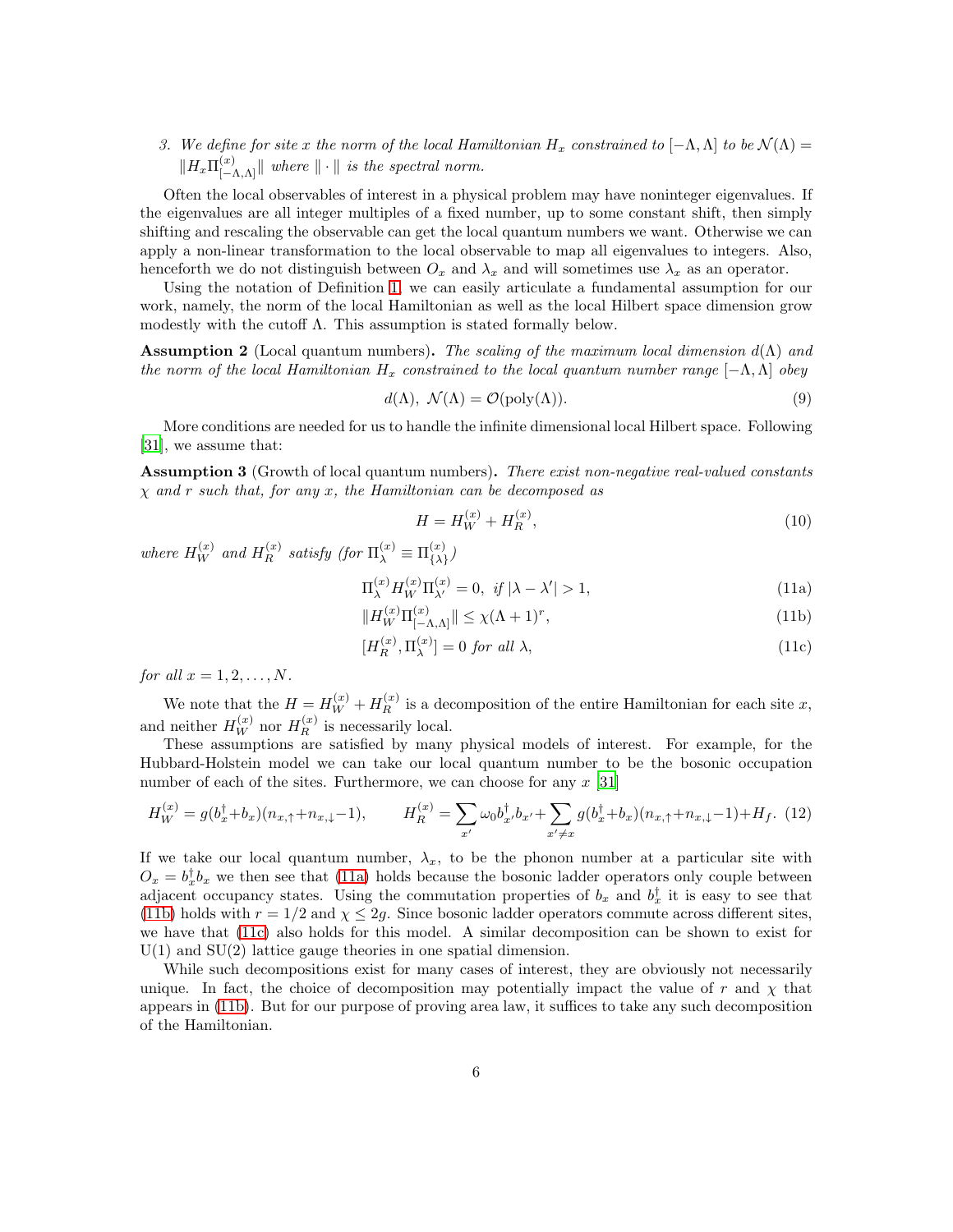3. *We define for site $x$ the norm of the local Hamiltonian $H_x$ constrained to $[-\Lambda, \Lambda]$ to be $\mathcal{N}(\Lambda) = \|H_x \Pi^{(x)}_{[-\Lambda,\Lambda]}\|$ where $\|\cdot\|$ is the spectral norm.*

Often the local observables of interest in a physical problem may have noninteger eigenvalues. If the eigenvalues are all integer multiples of a fixed number, up to some constant shift, then simply shifting and rescaling the observable can get the local quantum numbers we want. Otherwise we can apply a non-linear transformation to the local observable to map all eigenvalues to integers. Also, henceforth we do not distinguish between $O_x$ and $\lambda_x$ and will sometimes use $\lambda_x$ as an operator.

Using the notation of Definition 1, we can easily articulate a fundamental assumption for our work, namely, the norm of the local Hamiltonian as well as the local Hilbert space dimension grow modestly with the cutoff $\Lambda$. This assumption is stated formally below.

**Assumption 2** (Local quantum numbers)**.** *The scaling of the maximum local dimension $d(\Lambda)$ and the norm of the local Hamiltonian $H_x$ constrained to the local quantum number range $[-\Lambda, \Lambda]$ obey*

$$d(\Lambda),\ \mathcal{N}(\Lambda) = \mathcal{O}(\mathrm{poly}(\Lambda)). \tag{9}$$

More conditions are needed for us to handle the infinite dimensional local Hilbert space. Following [31], we assume that:

**Assumption 3** (Growth of local quantum numbers)**.** *There exist non-negative real-valued constants $\chi$ and $r$ such that, for any $x$, the Hamiltonian can be decomposed as*

$$H = H_W^{(x)} + H_R^{(x)}, \tag{10}$$

*where $H_W^{(x)}$ and $H_R^{(x)}$ satisfy (for $\Pi^{(x)}_\lambda \equiv \Pi^{(x)}_{\{\lambda\}}$)*

$$\Pi^{(x)}_\lambda H_W^{(x)} \Pi^{(x)}_{\lambda'} = 0, \ \text{ if } |\lambda - \lambda'| > 1, \tag{11a}$$

$$\|H_W^{(x)} \Pi^{(x)}_{[-\Lambda,\Lambda]}\| \le \chi(\Lambda+1)^r, \tag{11b}$$

$$[H_R^{(x)}, \Pi^{(x)}_\lambda] = 0 \ \text{for all } \lambda, \tag{11c}$$

*for all $x = 1, 2, \ldots, N$.*

We note that the $H = H_W^{(x)} + H_R^{(x)}$ is a decomposition of the entire Hamiltonian for each site $x$, and neither $H_W^{(x)}$ nor $H_R^{(x)}$ is necessarily local.

These assumptions are satisfied by many physical models of interest. For example, for the Hubbard-Holstein model we can take our local quantum number to be the bosonic occupation number of each of the sites. Furthermore, we can choose for any $x$ [31]

$$H_W^{(x)} = g(b_x^\dagger + b_x)(n_{x,\uparrow} + n_{x,\downarrow} - 1), \qquad H_R^{(x)} = \sum_{x'} \omega_0 b_{x'}^\dagger b_{x'} + \sum_{x' \neq x} g(b_x^\dagger + b_x)(n_{x,\uparrow} + n_{x,\downarrow} - 1) + H_f. \tag{12}$$

If we take our local quantum number, $\lambda_x$, to be the phonon number at a particular site with $O_x = b_x^\dagger b_x$ we then see that (11a) holds because the bosonic ladder operators only couple between adjacent occupancy states. Using the commutation properties of $b_x$ and $b_x^\dagger$ it is easy to see that (11b) holds with $r = 1/2$ and $\chi \le 2g$. Since bosonic ladder operators commute across different sites, we have that (11c) also holds for this model. A similar decomposition can be shown to exist for U(1) and SU(2) lattice gauge theories in one spatial dimension.

While such decompositions exist for many cases of interest, they are obviously not necessarily unique. In fact, the choice of decomposition may potentially impact the value of $r$ and $\chi$ that appears in (11b). But for our purpose of proving area law, it suffices to take any such decomposition of the Hamiltonian.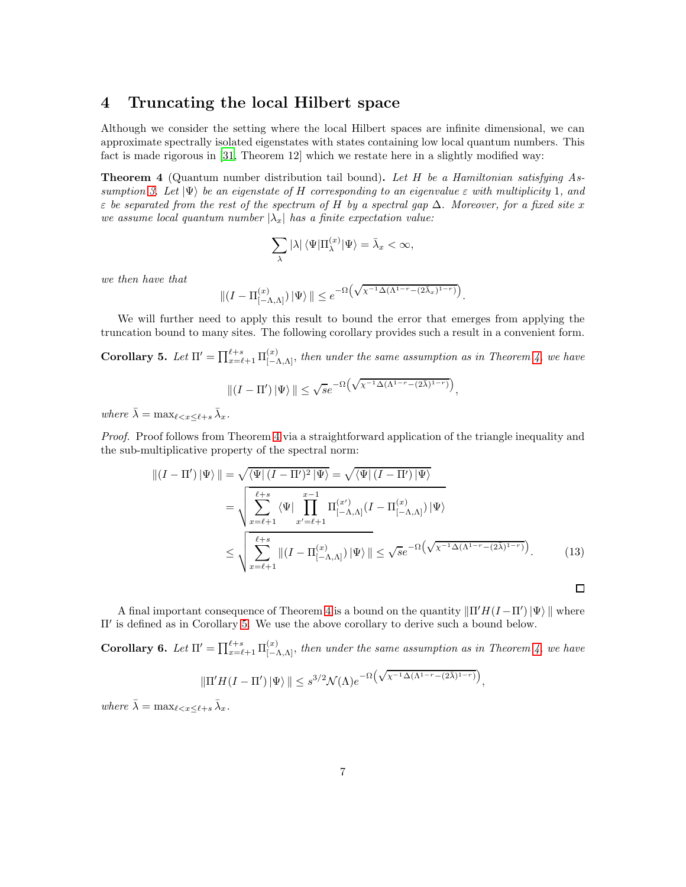# 4 Truncating the local Hilbert space

Although we consider the setting where the local Hilbert spaces are infinite dimensional, we can approximate spectrally isolated eigenstates with states containing low local quantum numbers. This fact is made rigorous in [31, Theorem 12] which we restate here in a slightly modified way:

**Theorem 4** (Quantum number distribution tail bound)**.** *Let $H$ be a Hamiltonian satisfying Assumption 3. Let $|\Psi\rangle$ be an eigenstate of $H$ corresponding to an eigenvalue $\varepsilon$ with multiplicity 1, and $\varepsilon$ be separated from the rest of the spectrum of $H$ by a spectral gap $\Delta$. Moreover, for a fixed site $x$ we assume local quantum number $|\lambda_x|$ has a finite expectation value:*

$$\sum_{\lambda} |\lambda| \langle \Psi | \Pi_{\lambda}^{(x)} | \Psi \rangle = \bar{\lambda}_x < \infty,$$

*we then have that*

$$\| (I - \Pi_{[-\Lambda,\Lambda]}^{(x)}) |\Psi\rangle \| \leq e^{-\Omega\left(\sqrt{\chi^{-1}\Delta(\Lambda^{1-r} - (2\bar{\lambda}_x)^{1-r})}\right)}.$$

We will further need to apply this result to bound the error that emerges from applying the truncation bound to many sites. The following corollary provides such a result in a convenient form.

**Corollary 5.** *Let $\Pi' = \prod_{x=\ell+1}^{\ell+s} \Pi_{[-\Lambda,\Lambda]}^{(x)}$, then under the same assumption as in Theorem 4, we have*

$$\| (I - \Pi') |\Psi\rangle \| \leq \sqrt{s} e^{-\Omega\left(\sqrt{\chi^{-1}\Delta(\Lambda^{1-r} - (2\bar{\lambda})^{1-r})}\right)},$$

*where $\bar{\lambda} = \max_{\ell < x \leq \ell+s} \bar{\lambda}_x$.*

*Proof.* Proof follows from Theorem 4 via a straightforward application of the triangle inequality and the sub-multiplicative property of the spectral norm:

$$\begin{aligned}
\| (I - \Pi') |\Psi\rangle \| &= \sqrt{\langle \Psi | (I - \Pi')^2 |\Psi\rangle} = \sqrt{\langle \Psi | (I - \Pi') |\Psi\rangle} \\
&= \sqrt{\sum_{x=\ell+1}^{\ell+s} \langle \Psi | \prod_{x'=\ell+1}^{x-1} \Pi_{[-\Lambda,\Lambda]}^{(x')} (I - \Pi_{[-\Lambda,\Lambda]}^{(x)}) |\Psi\rangle} \\
&\leq \sqrt{\sum_{x=\ell+1}^{\ell+s} \| (I - \Pi_{[-\Lambda,\Lambda]}^{(x)}) |\Psi\rangle \|} \leq \sqrt{s} e^{-\Omega\left(\sqrt{\chi^{-1}\Delta(\Lambda^{1-r} - (2\bar{\lambda})^{1-r})}\right)}. \qquad (13)
\end{aligned}$$

□

A final important consequence of Theorem 4 is a bound on the quantity $\| \Pi' H (I - \Pi') |\Psi\rangle \|$ where $\Pi'$ is defined as in Corollary 5. We use the above corollary to derive such a bound below.

**Corollary 6.** *Let $\Pi' = \prod_{x=\ell+1}^{\ell+s} \Pi_{[-\Lambda,\Lambda]}^{(x)}$, then under the same assumption as in Theorem 4, we have*

$$\| \Pi' H (I - \Pi') |\Psi\rangle \| \leq s^{3/2} \mathcal{N}(\Lambda) e^{-\Omega\left(\sqrt{\chi^{-1}\Delta(\Lambda^{1-r} - (2\bar{\lambda})^{1-r})}\right)},$$

*where $\bar{\lambda} = \max_{\ell < x \leq \ell+s} \bar{\lambda}_x$.*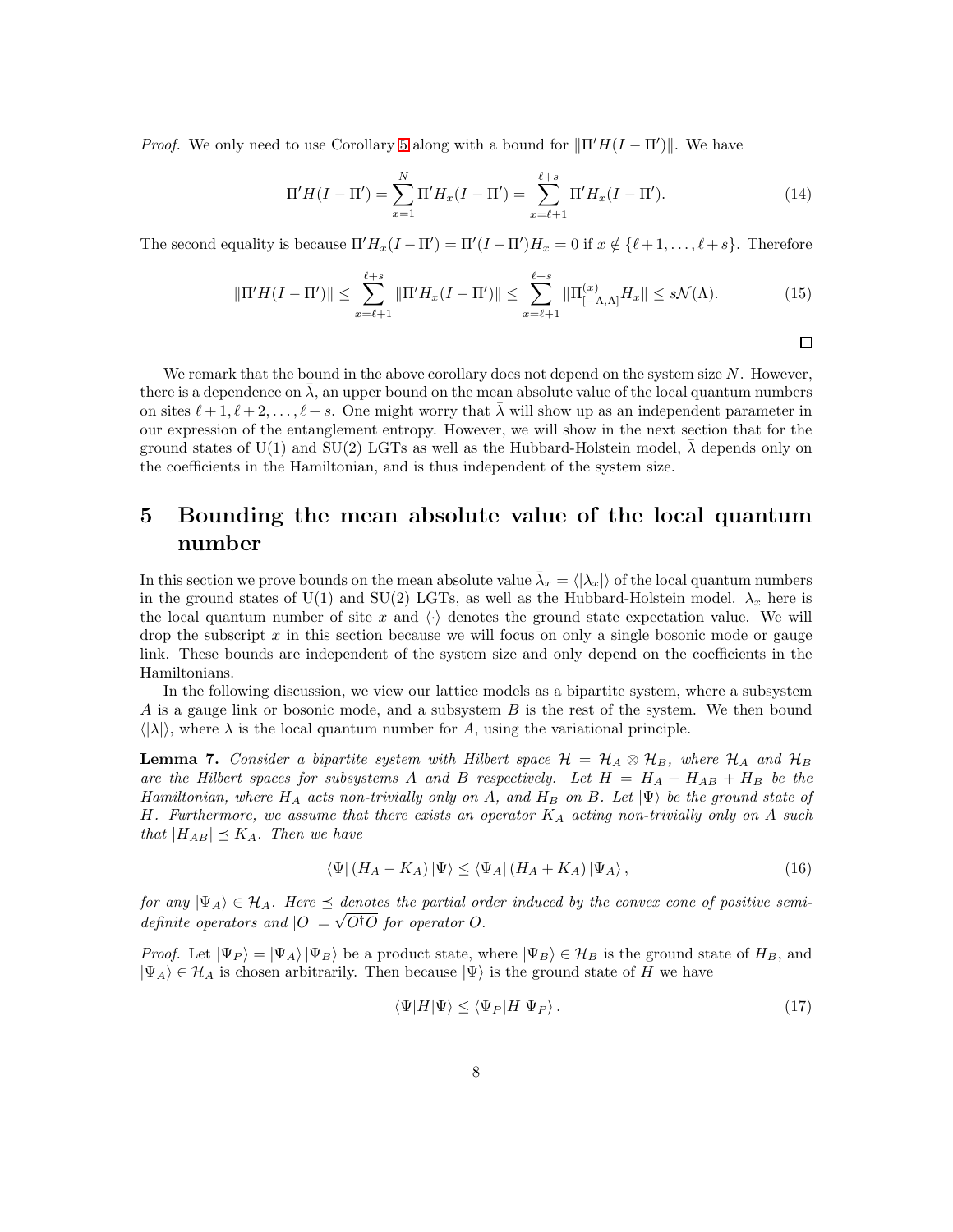*Proof.* We only need to use Corollary 5 along with a bound for $\|\Pi' H(I-\Pi')\|$. We have

$$\Pi' H(I-\Pi') = \sum_{x=1}^{N} \Pi' H_x (I-\Pi') = \sum_{x=\ell+1}^{\ell+s} \Pi' H_x (I-\Pi'). \tag{14}$$

The second equality is because $\Pi' H_x (I-\Pi') = \Pi'(I-\Pi')H_x = 0$ if $x \notin \{\ell+1,\ldots,\ell+s\}$. Therefore

$$\|\Pi' H(I-\Pi')\| \leq \sum_{x=\ell+1}^{\ell+s} \|\Pi' H_x (I-\Pi')\| \leq \sum_{x=\ell+1}^{\ell+s} \|\Pi^{(x)}_{[-\Lambda,\Lambda]} H_x\| \leq s\mathcal{N}(\Lambda). \tag{15}$$

□

We remark that the bound in the above corollary does not depend on the system size $N$. However, there is a dependence on $\bar{\lambda}$, an upper bound on the mean absolute value of the local quantum numbers on sites $\ell+1, \ell+2, \ldots, \ell+s$. One might worry that $\bar{\lambda}$ will show up as an independent parameter in our expression of the entanglement entropy. However, we will show in the next section that for the ground states of U(1) and SU(2) LGTs as well as the Hubbard-Holstein model, $\bar{\lambda}$ depends only on the coefficients in the Hamiltonian, and is thus independent of the system size.

## 5 Bounding the mean absolute value of the local quantum number

In this section we prove bounds on the mean absolute value $\bar{\lambda}_x = \langle |\lambda_x| \rangle$ of the local quantum numbers in the ground states of U(1) and SU(2) LGTs, as well as the Hubbard-Holstein model. $\lambda_x$ here is the local quantum number of site $x$ and $\langle \cdot \rangle$ denotes the ground state expectation value. We will drop the subscript $x$ in this section because we will focus on only a single bosonic mode or gauge link. These bounds are independent of the system size and only depend on the coefficients in the Hamiltonians.

In the following discussion, we view our lattice models as a bipartite system, where a subsystem $A$ is a gauge link or bosonic mode, and a subsystem $B$ is the rest of the system. We then bound $\langle |\lambda| \rangle$, where $\lambda$ is the local quantum number for $A$, using the variational principle.

**Lemma 7.** *Consider a bipartite system with Hilbert space $\mathcal{H} = \mathcal{H}_A \otimes \mathcal{H}_B$, where $\mathcal{H}_A$ and $\mathcal{H}_B$ are the Hilbert spaces for subsystems $A$ and $B$ respectively. Let $H = H_A + H_{AB} + H_B$ be the Hamiltonian, where $H_A$ acts non-trivially only on $A$, and $H_B$ on $B$. Let $|\Psi\rangle$ be the ground state of $H$. Furthermore, we assume that there exists an operator $K_A$ acting non-trivially only on $A$ such that $|H_{AB}| \preceq K_A$. Then we have*

$$\langle \Psi | (H_A - K_A) | \Psi \rangle \leq \langle \Psi_A | (H_A + K_A) | \Psi_A \rangle, \tag{16}$$

*for any $|\Psi_A\rangle \in \mathcal{H}_A$. Here $\preceq$ denotes the partial order induced by the convex cone of positive semi-definite operators and $|O| = \sqrt{O^\dagger O}$ for operator $O$.*

*Proof.* Let $|\Psi_P\rangle = |\Psi_A\rangle |\Psi_B\rangle$ be a product state, where $|\Psi_B\rangle \in \mathcal{H}_B$ is the ground state of $H_B$, and $|\Psi_A\rangle \in \mathcal{H}_A$ is chosen arbitrarily. Then because $|\Psi\rangle$ is the ground state of $H$ we have

$$\langle \Psi | H | \Psi \rangle \leq \langle \Psi_P | H | \Psi_P \rangle. \tag{17}$$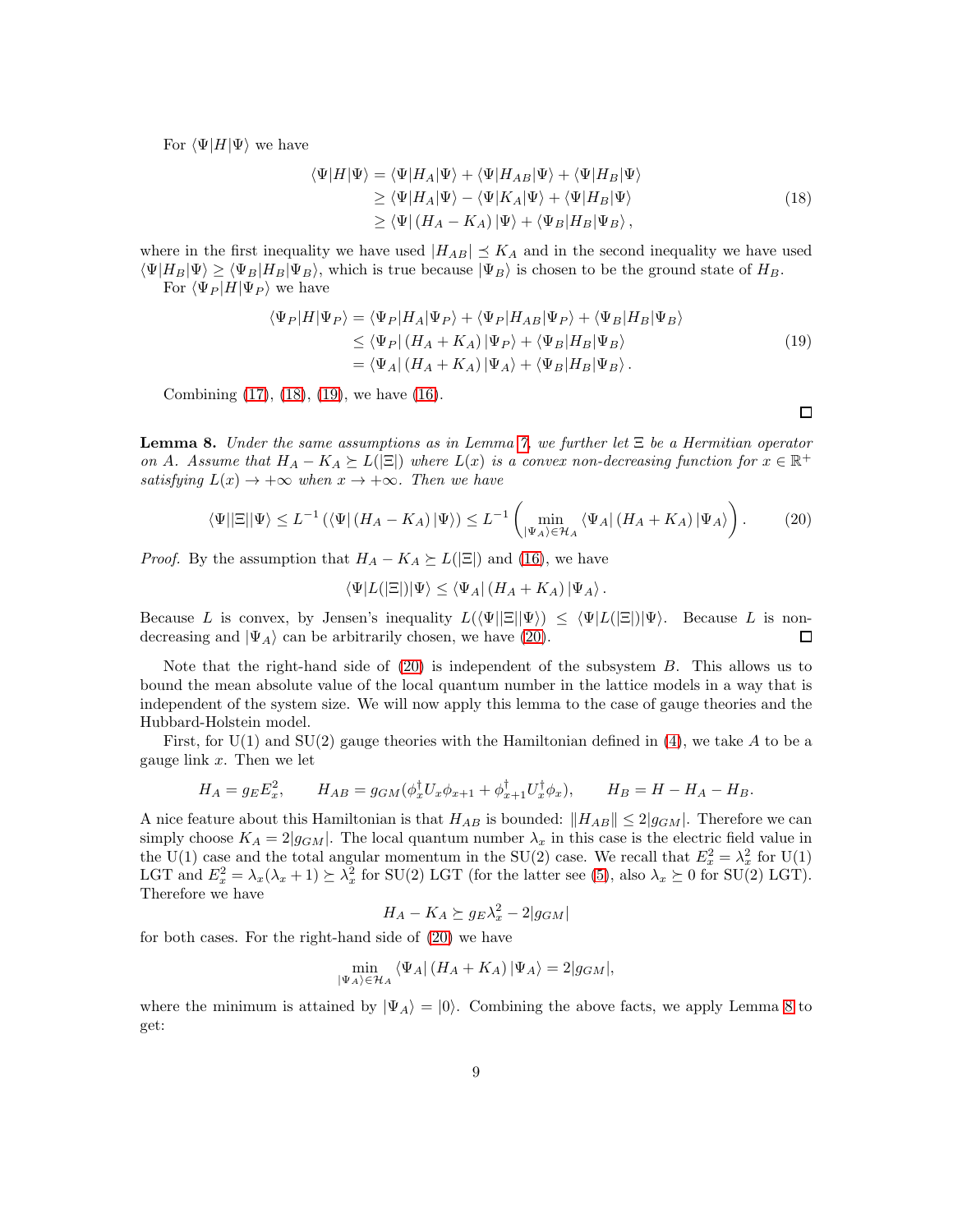For $\langle\Psi|H|\Psi\rangle$ we have

$$
\begin{aligned}
\langle\Psi|H|\Psi\rangle &= \langle\Psi|H_A|\Psi\rangle + \langle\Psi|H_{AB}|\Psi\rangle + \langle\Psi|H_B|\Psi\rangle \\
&\geq \langle\Psi|H_A|\Psi\rangle - \langle\Psi|K_A|\Psi\rangle + \langle\Psi|H_B|\Psi\rangle \\
&\geq \langle\Psi|\left(H_A - K_A\right)|\Psi\rangle + \langle\Psi_B|H_B|\Psi_B\rangle,
\end{aligned} \tag{18}
$$

where in the first inequality we have used $|H_{AB}| \preceq K_A$ and in the second inequality we have used $\langle\Psi|H_B|\Psi\rangle \geq \langle\Psi_B|H_B|\Psi_B\rangle$, which is true because $|\Psi_B\rangle$ is chosen to be the ground state of $H_B$.

For $\langle\Psi_P|H|\Psi_P\rangle$ we have

$$
\begin{aligned}
\langle\Psi_P|H|\Psi_P\rangle &= \langle\Psi_P|H_A|\Psi_P\rangle + \langle\Psi_P|H_{AB}|\Psi_P\rangle + \langle\Psi_B|H_B|\Psi_B\rangle \\
&\leq \langle\Psi_P|\left(H_A + K_A\right)|\Psi_P\rangle + \langle\Psi_B|H_B|\Psi_B\rangle \\
&= \langle\Psi_A|\left(H_A + K_A\right)|\Psi_A\rangle + \langle\Psi_B|H_B|\Psi_B\rangle.
\end{aligned} \tag{19}
$$

Combining (17), (18), (19), we have (16).

□

**Lemma 8.** *Under the same assumptions as in Lemma 7, we further let $\Xi$ be a Hermitian operator on $A$. Assume that $H_A - K_A \succeq L(|\Xi|)$ where $L(x)$ is a convex non-decreasing function for $x \in \mathbb{R}^+$ satisfying $L(x) \to +\infty$ when $x \to +\infty$. Then we have*

$$
\langle\Psi||\Xi||\Psi\rangle \leq L^{-1}\left(\langle\Psi|\left(H_A - K_A\right)|\Psi\rangle\right) \leq L^{-1}\left(\min_{|\Psi_A\rangle\in\mathcal{H}_A} \langle\Psi_A|\left(H_A + K_A\right)|\Psi_A\rangle\right). \tag{20}
$$

*Proof.* By the assumption that $H_A - K_A \succeq L(|\Xi|)$ and (16), we have

$$
\langle\Psi|L(|\Xi|)|\Psi\rangle \leq \langle\Psi_A|\left(H_A + K_A\right)|\Psi_A\rangle.
$$

Because $L$ is convex, by Jensen's inequality $L(\langle\Psi||\Xi||\Psi\rangle) \leq \langle\Psi|L(|\Xi|)|\Psi\rangle$. Because $L$ is non-decreasing and $|\Psi_A\rangle$ can be arbitrarily chosen, we have (20). □

Note that the right-hand side of (20) is independent of the subsystem $B$. This allows us to bound the mean absolute value of the local quantum number in the lattice models in a way that is independent of the system size. We will now apply this lemma to the case of gauge theories and the Hubbard-Holstein model.

First, for U(1) and SU(2) gauge theories with the Hamiltonian defined in (4), we take $A$ to be a gauge link $x$. Then we let

$$
H_A = g_E E_x^2, \qquad H_{AB} = g_{GM}(\phi_x^\dagger U_x \phi_{x+1} + \phi_{x+1}^\dagger U_x^\dagger \phi_x), \qquad H_B = H - H_A - H_B.
$$

A nice feature about this Hamiltonian is that $H_{AB}$ is bounded: $\|H_{AB}\| \leq 2|g_{GM}|$. Therefore we can simply choose $K_A = 2|g_{GM}|$. The local quantum number $\lambda_x$ in this case is the electric field value in the U(1) case and the total angular momentum in the SU(2) case. We recall that $E_x^2 = \lambda_x^2$ for U(1) LGT and $E_x^2 = \lambda_x(\lambda_x + 1) \succeq \lambda_x^2$ for SU(2) LGT (for the latter see (5), also $\lambda_x \succeq 0$ for SU(2) LGT). Therefore we have

$$
H_A - K_A \succeq g_E \lambda_x^2 - 2|g_{GM}|
$$

for both cases. For the right-hand side of (20) we have

$$
\min_{|\Psi_A\rangle\in\mathcal{H}_A} \langle\Psi_A|\left(H_A + K_A\right)|\Psi_A\rangle = 2|g_{GM}|,
$$

where the minimum is attained by $|\Psi_A\rangle = |0\rangle$. Combining the above facts, we apply Lemma 8 to get: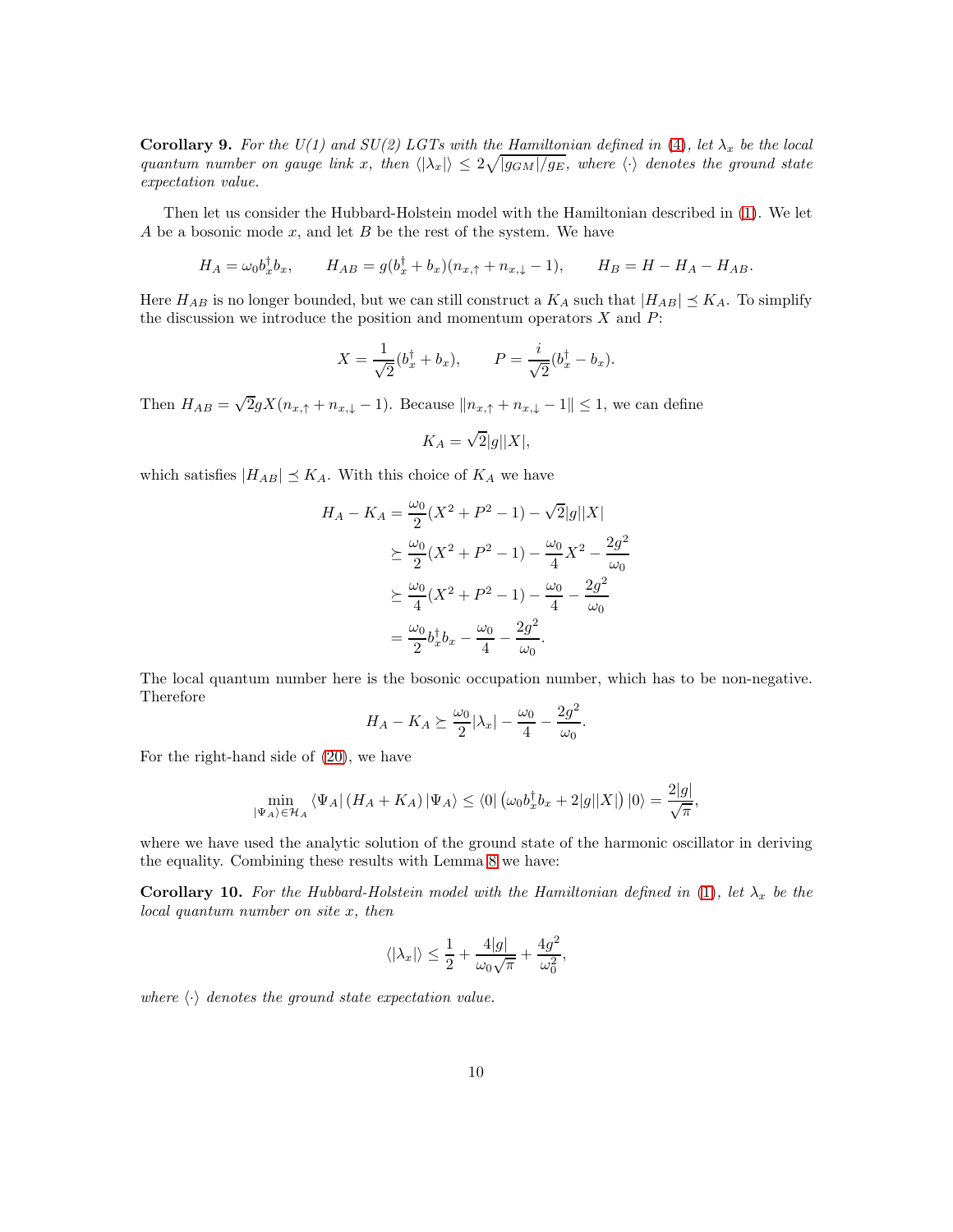**Corollary 9.** *For the U(1) and SU(2) LGTs with the Hamiltonian defined in (4), let $\lambda_x$ be the local quantum number on gauge link $x$, then $\langle|\lambda_x|\rangle \leq 2\sqrt{|g_{GM}|/g_E}$, where $\langle\cdot\rangle$ denotes the ground state expectation value.*

Then let us consider the Hubbard-Holstein model with the Hamiltonian described in (1). We let $A$ be a bosonic mode $x$, and let $B$ be the rest of the system. We have

$$H_A = \omega_0 b_x^\dagger b_x, \qquad H_{AB} = g(b_x^\dagger + b_x)(n_{x,\uparrow} + n_{x,\downarrow} - 1), \qquad H_B = H - H_A - H_{AB}.$$

Here $H_{AB}$ is no longer bounded, but we can still construct a $K_A$ such that $|H_{AB}| \preceq K_A$. To simplify the discussion we introduce the position and momentum operators $X$ and $P$:

$$X = \frac{1}{\sqrt{2}}(b_x^\dagger + b_x), \qquad P = \frac{i}{\sqrt{2}}(b_x^\dagger - b_x).$$

Then $H_{AB} = \sqrt{2}gX(n_{x,\uparrow} + n_{x,\downarrow} - 1)$. Because $\|n_{x,\uparrow} + n_{x,\downarrow} - 1\| \leq 1$, we can define

$$K_A = \sqrt{2}|g||X|,$$

which satisfies $|H_{AB}| \preceq K_A$. With this choice of $K_A$ we have

$$\begin{aligned}
H_A - K_A &= \frac{\omega_0}{2}(X^2 + P^2 - 1) - \sqrt{2}|g||X| \\
&\succeq \frac{\omega_0}{2}(X^2 + P^2 - 1) - \frac{\omega_0}{4}X^2 - \frac{2g^2}{\omega_0} \\
&\succeq \frac{\omega_0}{4}(X^2 + P^2 - 1) - \frac{\omega_0}{4} - \frac{2g^2}{\omega_0} \\
&= \frac{\omega_0}{2} b_x^\dagger b_x - \frac{\omega_0}{4} - \frac{2g^2}{\omega_0}.
\end{aligned}$$

The local quantum number here is the bosonic occupation number, which has to be non-negative. Therefore

$$H_A - K_A \succeq \frac{\omega_0}{2}|\lambda_x| - \frac{\omega_0}{4} - \frac{2g^2}{\omega_0}.$$

For the right-hand side of (20), we have

$$\min_{|\Psi_A\rangle \in \mathcal{H}_A} \langle \Psi_A | (H_A + K_A) | \Psi_A \rangle \leq \langle 0 | \left(\omega_0 b_x^\dagger b_x + 2|g||X|\right) | 0 \rangle = \frac{2|g|}{\sqrt{\pi}},$$

where we have used the analytic solution of the ground state of the harmonic oscillator in deriving the equality. Combining these results with Lemma 8 we have:

**Corollary 10.** *For the Hubbard-Holstein model with the Hamiltonian defined in (1), let $\lambda_x$ be the local quantum number on site $x$, then*

$$\langle |\lambda_x| \rangle \leq \frac{1}{2} + \frac{4|g|}{\omega_0\sqrt{\pi}} + \frac{4g^2}{\omega_0^2},$$

*where $\langle\cdot\rangle$ denotes the ground state expectation value.*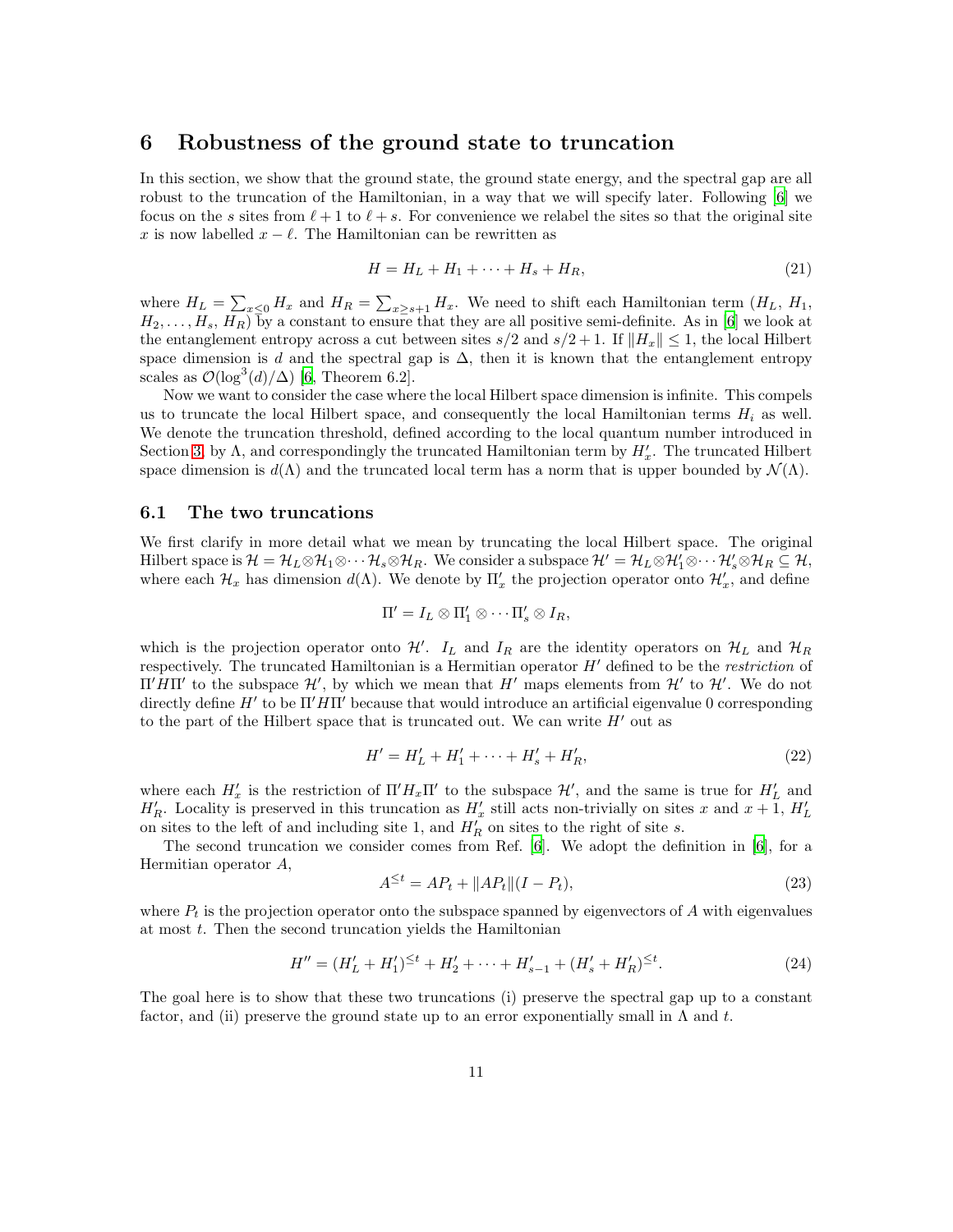# 6 Robustness of the ground state to truncation

In this section, we show that the ground state, the ground state energy, and the spectral gap are all robust to the truncation of the Hamiltonian, in a way that we will specify later. Following [6] we focus on the $s$ sites from $\ell + 1$ to $\ell + s$. For convenience we relabel the sites so that the original site $x$ is now labelled $x - \ell$. The Hamiltonian can be rewritten as

$$H = H_L + H_1 + \cdots + H_s + H_R, \tag{21}$$

where $H_L = \sum_{x \leq 0} H_x$ and $H_R = \sum_{x \geq s+1} H_x$. We need to shift each Hamiltonian term ($H_L$, $H_1$, $H_2, \ldots, H_s$, $H_R$) by a constant to ensure that they are all positive semi-definite. As in [6] we look at the entanglement entropy across a cut between sites $s/2$ and $s/2+1$. If $\|H_x\| \leq 1$, the local Hilbert space dimension is $d$ and the spectral gap is $\Delta$, then it is known that the entanglement entropy scales as $\mathcal{O}(\log^3(d)/\Delta)$ [6, Theorem 6.2].

Now we want to consider the case where the local Hilbert space dimension is infinite. This compels us to truncate the local Hilbert space, and consequently the local Hamiltonian terms $H_i$ as well. We denote the truncation threshold, defined according to the local quantum number introduced in Section 3, by $\Lambda$, and correspondingly the truncated Hamiltonian term by $H'_x$. The truncated Hilbert space dimension is $d(\Lambda)$ and the truncated local term has a norm that is upper bounded by $\mathcal{N}(\Lambda)$.

## 6.1 The two truncations

We first clarify in more detail what we mean by truncating the local Hilbert space. The original Hilbert space is $\mathcal{H} = \mathcal{H}_L \otimes \mathcal{H}_1 \otimes \cdots \mathcal{H}_s \otimes \mathcal{H}_R$. We consider a subspace $\mathcal{H}' = \mathcal{H}_L \otimes \mathcal{H}'_1 \otimes \cdots \mathcal{H}'_s \otimes \mathcal{H}_R \subseteq \mathcal{H}$, where each $\mathcal{H}_x$ has dimension $d(\Lambda)$. We denote by $\Pi'_x$ the projection operator onto $\mathcal{H}'_x$, and define

$$\Pi' = I_L \otimes \Pi'_1 \otimes \cdots \Pi'_s \otimes I_R,$$

which is the projection operator onto $\mathcal{H}'$. $I_L$ and $I_R$ are the identity operators on $\mathcal{H}_L$ and $\mathcal{H}_R$ respectively. The truncated Hamiltonian is a Hermitian operator $H'$ defined to be the *restriction* of $\Pi' H \Pi'$ to the subspace $\mathcal{H}'$, by which we mean that $H'$ maps elements from $\mathcal{H}'$ to $\mathcal{H}'$. We do not directly define $H'$ to be $\Pi' H \Pi'$ because that would introduce an artificial eigenvalue 0 corresponding to the part of the Hilbert space that is truncated out. We can write $H'$ out as

$$H' = H'_L + H'_1 + \cdots + H'_s + H'_R, \tag{22}$$

where each $H'_x$ is the restriction of $\Pi' H_x \Pi'$ to the subspace $\mathcal{H}'$, and the same is true for $H'_L$ and $H'_R$. Locality is preserved in this truncation as $H'_x$ still acts non-trivially on sites $x$ and $x+1$, $H'_L$ on sites to the left of and including site 1, and $H'_R$ on sites to the right of site $s$.

The second truncation we consider comes from Ref. [6]. We adopt the definition in [6], for a Hermitian operator $A$,

$$A^{\leq t} = A P_t + \|A P_t\|(I - P_t), \tag{23}$$

where $P_t$ is the projection operator onto the subspace spanned by eigenvectors of $A$ with eigenvalues at most $t$. Then the second truncation yields the Hamiltonian

$$H'' = (H'_L + H'_1)^{\leq t} + H'_2 + \cdots + H'_{s-1} + (H'_s + H'_R)^{\leq t}. \tag{24}$$

The goal here is to show that these two truncations (i) preserve the spectral gap up to a constant factor, and (ii) preserve the ground state up to an error exponentially small in $\Lambda$ and $t$.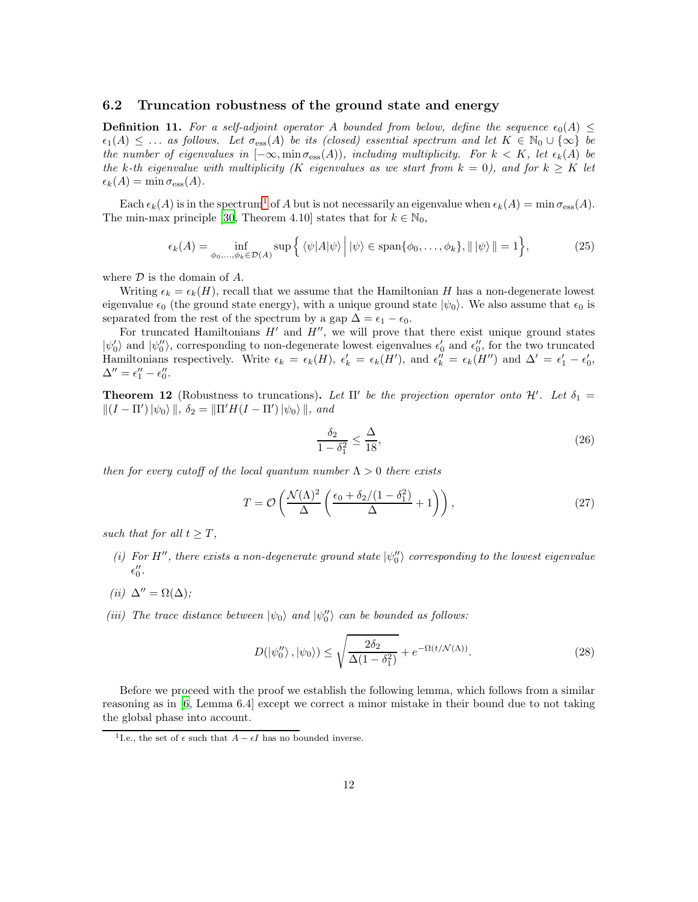### 6.2 Truncation robustness of the ground state and energy

**Definition 11.** *For a self-adjoint operator $A$ bounded from below, define the sequence $\epsilon_0(A) \leq \epsilon_1(A) \leq \ldots$ as follows. Let $\sigma_{\mathrm{ess}}(A)$ be its (closed) essential spectrum and let $K \in \mathbb{N}_0 \cup \{\infty\}$ be the number of eigenvalues in $[-\infty, \min \sigma_{\mathrm{ess}}(A))$, including multiplicity. For $k < K$, let $\epsilon_k(A)$ be the $k$-th eigenvalue with multiplicity ($K$ eigenvalues as we start from $k = 0$), and for $k \geq K$ let $\epsilon_k(A) = \min \sigma_{\mathrm{ess}}(A)$.*

Each $\epsilon_k(A)$ is in the spectrum[1] of $A$ but is not necessarily an eigenvalue when $\epsilon_k(A) = \min \sigma_{\mathrm{ess}}(A)$. The min-max principle [30, Theorem 4.10] states that for $k \in \mathbb{N}_0$,

$$\epsilon_k(A) = \inf_{\phi_0,\ldots,\phi_k \in \mathcal{D}(A)} \sup \Big\{ \langle\psi|A|\psi\rangle \,\Big|\, |\psi\rangle \in \mathrm{span}\{\phi_0,\ldots,\phi_k\}, \| \,|\psi\rangle\, \| = 1 \Big\}, \tag{25}$$

where $\mathcal{D}$ is the domain of $A$.

Writing $\epsilon_k = \epsilon_k(H)$, recall that we assume that the Hamiltonian $H$ has a non-degenerate lowest eigenvalue $\epsilon_0$ (the ground state energy), with a unique ground state $|\psi_0\rangle$. We also assume that $\epsilon_0$ is separated from the rest of the spectrum by a gap $\Delta = \epsilon_1 - \epsilon_0$.

For truncated Hamiltonians $H'$ and $H''$, we will prove that there exist unique ground states $|\psi_0'\rangle$ and $|\psi_0''\rangle$, corresponding to non-degenerate lowest eigenvalues $\epsilon_0'$ and $\epsilon_0''$, for the two truncated Hamiltonians respectively. Write $\epsilon_k = \epsilon_k(H)$, $\epsilon_k' = \epsilon_k(H')$, and $\epsilon_k'' = \epsilon_k(H'')$ and $\Delta' = \epsilon_1' - \epsilon_0'$, $\Delta'' = \epsilon_1'' - \epsilon_0''$.

**Theorem 12** (Robustness to truncations)**.** *Let $\Pi'$ be the projection operator onto $\mathcal{H}'$. Let $\delta_1 = \|(I - \Pi')\,|\psi_0\rangle\,\|$, $\delta_2 = \|\Pi' H (I - \Pi')\,|\psi_0\rangle\,\|$, and*

$$\frac{\delta_2}{1-\delta_1^2} \leq \frac{\Delta}{18}, \tag{26}$$

*then for every cutoff of the local quantum number $\Lambda > 0$ there exists*

$$T = \mathcal{O}\left( \frac{\mathcal{N}(\Lambda)^2}{\Delta} \left( \frac{\epsilon_0 + \delta_2/(1-\delta_1^2)}{\Delta} + 1 \right) \right), \tag{27}$$

*such that for all $t \geq T$,*

*(i) For $H''$, there exists a non-degenerate ground state $|\psi_0''\rangle$ corresponding to the lowest eigenvalue $\epsilon_0''$.*

*(ii) $\Delta'' = \Omega(\Delta)$;*

*(iii) The trace distance between $|\psi_0\rangle$ and $|\psi_0''\rangle$ can be bounded as follows:*

$$D(|\psi_0''\rangle, |\psi_0\rangle) \leq \sqrt{\frac{2\delta_2}{\Delta(1-\delta_1^2)}} + e^{-\Omega(t/\mathcal{N}(\Lambda))}. \tag{28}$$

Before we proceed with the proof we establish the following lemma, which follows from a similar reasoning as in [6, Lemma 6.4] except we correct a minor mistake in their bound due to not taking the global phase into account.

[1] I.e., the set of $\epsilon$ such that $A - \epsilon I$ has no bounded inverse.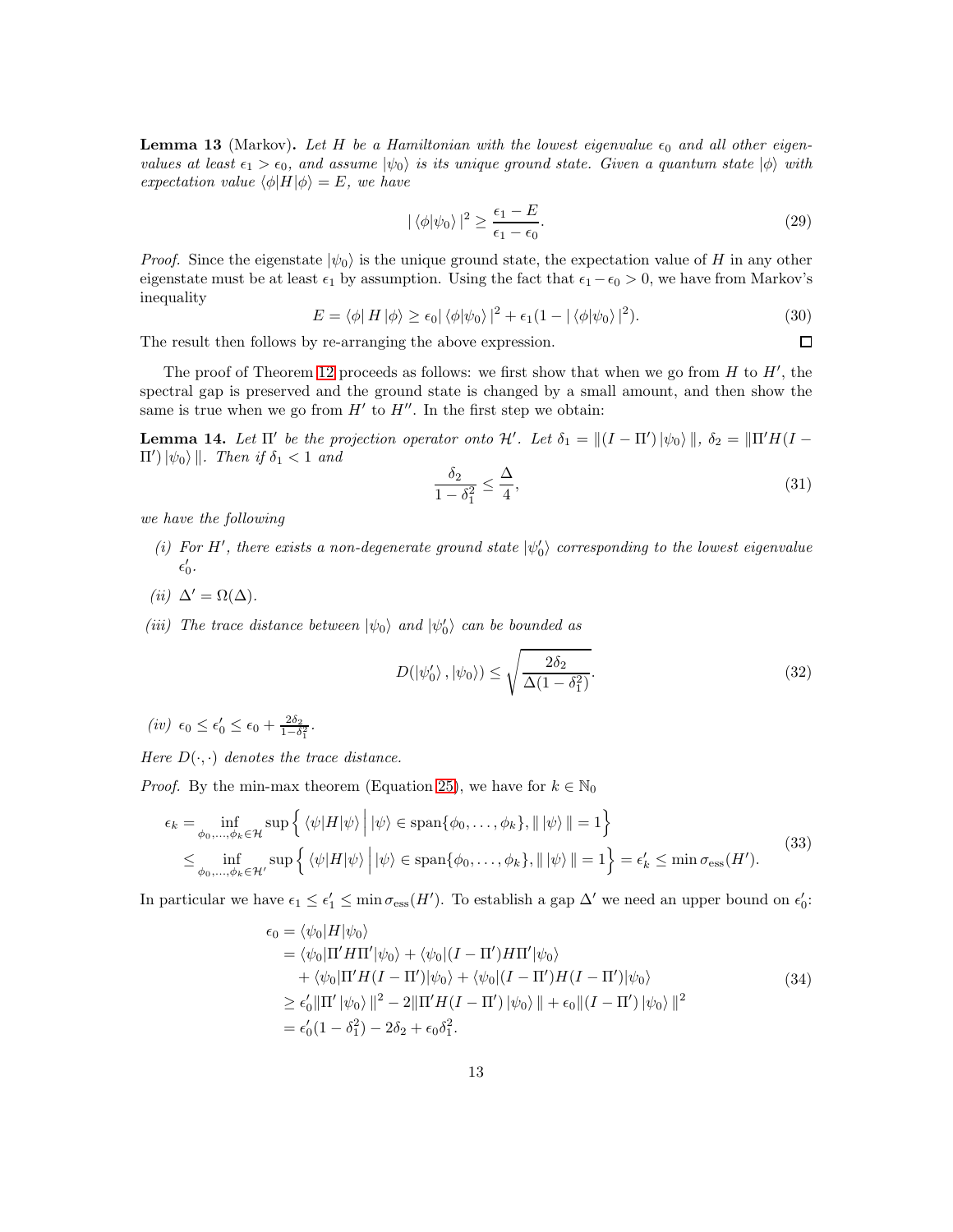**Lemma 13** (Markov)**.** *Let $H$ be a Hamiltonian with the lowest eigenvalue $\epsilon_0$ and all other eigenvalues at least $\epsilon_1 > \epsilon_0$, and assume $|\psi_0\rangle$ is its unique ground state. Given a quantum state $|\phi\rangle$ with expectation value $\langle\phi|H|\phi\rangle = E$, we have*

$$
|\langle\phi|\psi_0\rangle|^2 \geq \frac{\epsilon_1 - E}{\epsilon_1 - \epsilon_0}. \tag{29}
$$

*Proof.* Since the eigenstate $|\psi_0\rangle$ is the unique ground state, the expectation value of $H$ in any other eigenstate must be at least $\epsilon_1$ by assumption. Using the fact that $\epsilon_1 - \epsilon_0 > 0$, we have from Markov's inequality

$$
E = \langle\phi| H |\phi\rangle \geq \epsilon_0 |\langle\phi|\psi_0\rangle|^2 + \epsilon_1(1 - |\langle\phi|\psi_0\rangle|^2). \tag{30}
$$

The result then follows by re-arranging the above expression. □

The proof of Theorem 12 proceeds as follows: we first show that when we go from $H$ to $H'$, the spectral gap is preserved and the ground state is changed by a small amount, and then show the same is true when we go from $H'$ to $H''$. In the first step we obtain:

**Lemma 14.** *Let $\Pi'$ be the projection operator onto $\mathcal{H}'$. Let $\delta_1 = \|(I - \Pi')|\psi_0\rangle\|$, $\delta_2 = \|\Pi' H (I - \Pi')|\psi_0\rangle\|$. Then if $\delta_1 < 1$ and*

$$
\frac{\delta_2}{1 - \delta_1^2} \leq \frac{\Delta}{4}, \tag{31}
$$

*we have the following*

*(i) For $H'$, there exists a non-degenerate ground state $|\psi_0'\rangle$ corresponding to the lowest eigenvalue $\epsilon_0'$.*

*(ii) $\Delta' = \Omega(\Delta)$.*

*(iii) The trace distance between $|\psi_0\rangle$ and $|\psi_0'\rangle$ can be bounded as*

$$
D(|\psi_0'\rangle, |\psi_0\rangle) \leq \sqrt{\frac{2\delta_2}{\Delta(1 - \delta_1^2)}}. \tag{32}
$$

*(iv) $\epsilon_0 \leq \epsilon_0' \leq \epsilon_0 + \frac{2\delta_2}{1 - \delta_1^2}$.*

*Here $D(\cdot, \cdot)$ denotes the trace distance.*

*Proof.* By the min-max theorem (Equation 25), we have for $k \in \mathbb{N}_0$

$$
\begin{aligned}
\epsilon_k &= \inf_{\phi_0, \ldots, \phi_k \in \mathcal{H}} \sup \left\{ \langle\psi|H|\psi\rangle \,\middle|\, |\psi\rangle \in \operatorname{span}\{\phi_0, \ldots, \phi_k\}, \| |\psi\rangle \| = 1 \right\} \\
&\leq \inf_{\phi_0, \ldots, \phi_k \in \mathcal{H}'} \sup \left\{ \langle\psi|H|\psi\rangle \,\middle|\, |\psi\rangle \in \operatorname{span}\{\phi_0, \ldots, \phi_k\}, \| |\psi\rangle \| = 1 \right\} = \epsilon_k' \leq \min \sigma_{\text{ess}}(H').
\end{aligned} \tag{33}
$$

In particular we have $\epsilon_1 \leq \epsilon_1' \leq \min \sigma_{\text{ess}}(H')$. To establish a gap $\Delta'$ we need an upper bound on $\epsilon_0'$:

$$
\begin{aligned}
\epsilon_0 &= \langle\psi_0|H|\psi_0\rangle \\
&= \langle\psi_0|\Pi' H \Pi'|\psi_0\rangle + \langle\psi_0|(I - \Pi')H\Pi'|\psi_0\rangle \\
&\quad + \langle\psi_0|\Pi' H (I - \Pi')|\psi_0\rangle + \langle\psi_0|(I - \Pi')H(I - \Pi')|\psi_0\rangle \\
&\geq \epsilon_0' \|\Pi'|\psi_0\rangle\|^2 - 2\|\Pi' H (I - \Pi')|\psi_0\rangle\| + \epsilon_0 \|(I - \Pi')|\psi_0\rangle\|^2 \\
&= \epsilon_0'(1 - \delta_1^2) - 2\delta_2 + \epsilon_0 \delta_1^2.
\end{aligned} \tag{34}
$$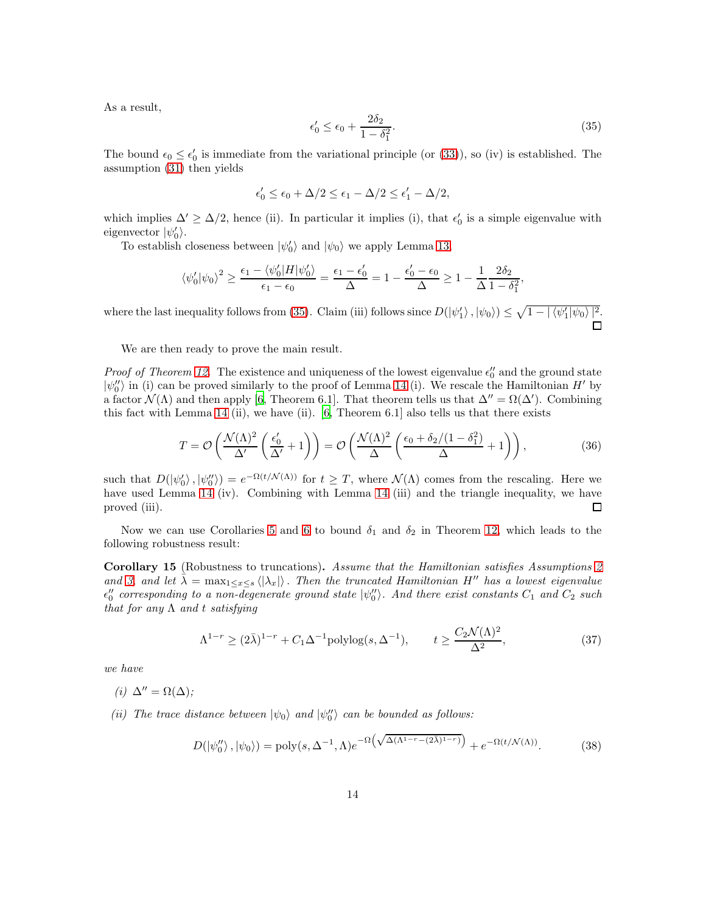As a result,

$$\epsilon_0' \le \epsilon_0 + \frac{2\delta_2}{1-\delta_1^2}. \tag{35}$$

The bound $\epsilon_0 \le \epsilon_0'$ is immediate from the variational principle (or (33)), so (iv) is established. The assumption (31) then yields

$$\epsilon_0' \le \epsilon_0 + \Delta/2 \le \epsilon_1 - \Delta/2 \le \epsilon_1' - \Delta/2,$$

which implies $\Delta' \ge \Delta/2$, hence (ii). In particular it implies (i), that $\epsilon_0'$ is a simple eigenvalue with eigenvector $|\psi_0'\rangle$.

To establish closeness between $|\psi_0'\rangle$ and $|\psi_0\rangle$ we apply Lemma 13,

$$\langle \psi_0' | \psi_0 \rangle^2 \ge \frac{\epsilon_1 - \langle \psi_0' | H | \psi_0' \rangle}{\epsilon_1 - \epsilon_0} = \frac{\epsilon_1 - \epsilon_0'}{\Delta} = 1 - \frac{\epsilon_0' - \epsilon_0}{\Delta} \ge 1 - \frac{1}{\Delta}\frac{2\delta_2}{1-\delta_1^2},$$

where the last inequality follows from (35). Claim (iii) follows since $D(|\psi_1'\rangle, |\psi_0\rangle) \le \sqrt{1 - |\langle \psi_1' | \psi_0 \rangle|^2}$. □

We are then ready to prove the main result.

*Proof of Theorem 12.* The existence and uniqueness of the lowest eigenvalue $\epsilon_0''$ and the ground state $|\psi_0''\rangle$ in (i) can be proved similarly to the proof of Lemma 14 (i). We rescale the Hamiltonian $H'$ by a factor $\mathcal{N}(\Lambda)$ and then apply [6, Theorem 6.1]. That theorem tells us that $\Delta'' = \Omega(\Delta')$. Combining this fact with Lemma 14 (ii), we have (ii). [6, Theorem 6.1] also tells us that there exists

$$T = \mathcal{O}\left(\frac{\mathcal{N}(\Lambda)^2}{\Delta'}\left(\frac{\epsilon_0'}{\Delta'} + 1\right)\right) = \mathcal{O}\left(\frac{\mathcal{N}(\Lambda)^2}{\Delta}\left(\frac{\epsilon_0 + \delta_2/(1-\delta_1^2)}{\Delta} + 1\right)\right), \tag{36}$$

such that $D(|\psi_0'\rangle, |\psi_0''\rangle) = e^{-\Omega(t/\mathcal{N}(\Lambda))}$ for $t \ge T$, where $\mathcal{N}(\Lambda)$ comes from the rescaling. Here we have used Lemma 14 (iv). Combining with Lemma 14 (iii) and the triangle inequality, we have proved (iii). □

Now we can use Corollaries 5 and 6 to bound $\delta_1$ and $\delta_2$ in Theorem 12, which leads to the following robustness result:

**Corollary 15** (Robustness to truncations)**.** *Assume that the Hamiltonian satisfies Assumptions 2 and 3, and let $\bar{\lambda} = \max_{1\le x\le s} \langle |\lambda_x| \rangle$. Then the truncated Hamiltonian $H''$ has a lowest eigenvalue $\epsilon_0''$ corresponding to a non-degenerate ground state $|\psi_0''\rangle$. And there exist constants $C_1$ and $C_2$ such that for any $\Lambda$ and $t$ satisfying*

$$\Lambda^{1-r} \ge (2\bar{\lambda})^{1-r} + C_1 \Delta^{-1}\mathrm{polylog}(s, \Delta^{-1}), \qquad t \ge \frac{C_2 \mathcal{N}(\Lambda)^2}{\Delta^2}, \tag{37}$$

*we have*

*(i)* $\Delta'' = \Omega(\Delta)$*;*

*(ii) The trace distance between $|\psi_0\rangle$ and $|\psi_0''\rangle$ can be bounded as follows:*

$$D(|\psi_0''\rangle, |\psi_0\rangle) = \mathrm{poly}(s, \Delta^{-1}, \Lambda) e^{-\Omega\left(\sqrt{\Delta(\Lambda^{1-r} - (2\bar{\lambda})^{1-r})}\right)} + e^{-\Omega(t/\mathcal{N}(\Lambda))}. \tag{38}$$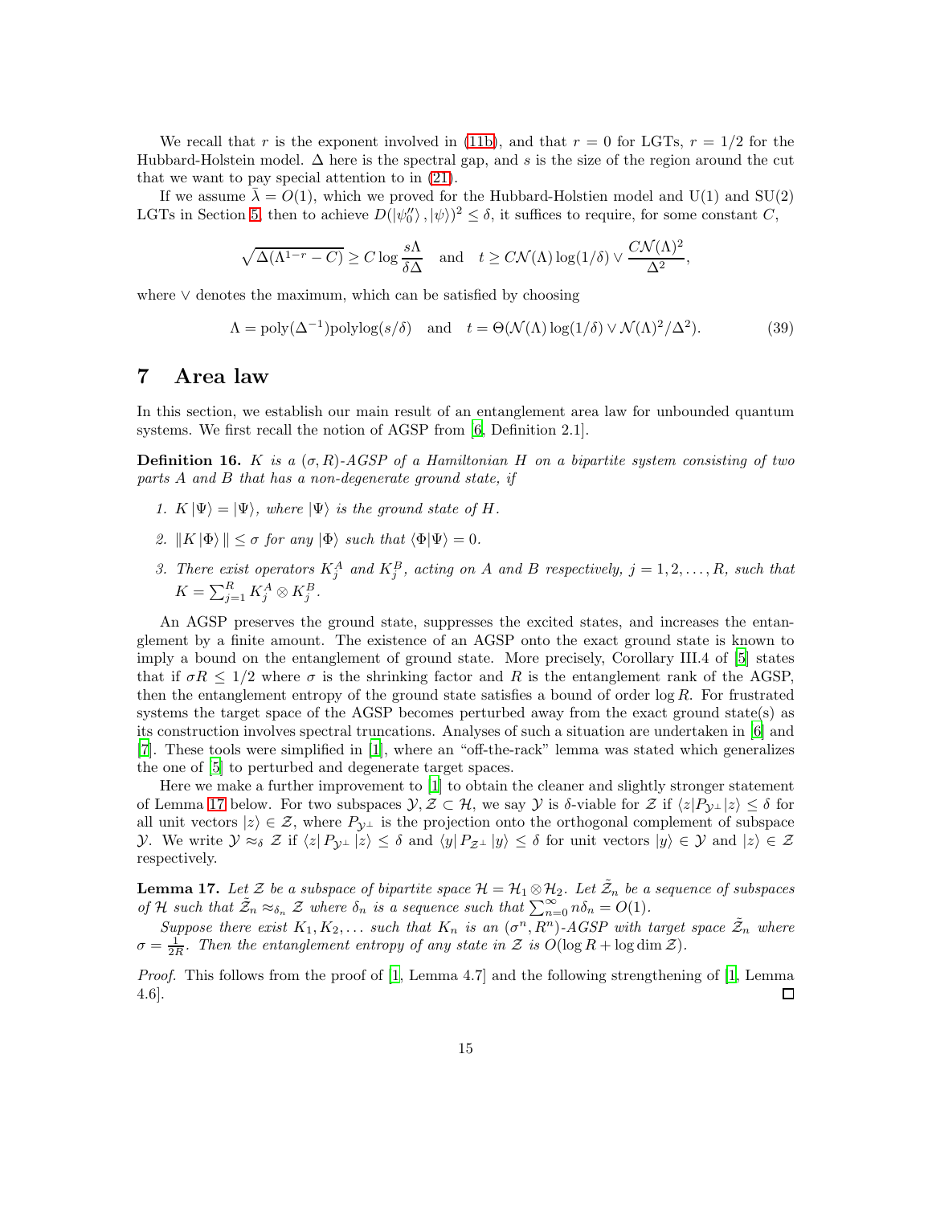We recall that $r$ is the exponent involved in (11b), and that $r = 0$ for LGTs, $r = 1/2$ for the Hubbard-Holstein model. $\Delta$ here is the spectral gap, and $s$ is the size of the region around the cut that we want to pay special attention to in (21).

If we assume $\bar{\lambda} = O(1)$, which we proved for the Hubbard-Holstien model and U(1) and SU(2) LGTs in Section 5, then to achieve $D(|\psi_0''\rangle, |\psi\rangle)^2 \leq \delta$, it suffices to require, for some constant $C$,

$$\sqrt{\Delta(\Lambda^{1-r} - C)} \geq C \log \frac{s\Lambda}{\delta\Delta} \quad \text{and} \quad t \geq C\mathcal{N}(\Lambda)\log(1/\delta) \vee \frac{C\mathcal{N}(\Lambda)^2}{\Delta^2},$$

where $\vee$ denotes the maximum, which can be satisfied by choosing

$$\Lambda = \text{poly}(\Delta^{-1})\text{polylog}(s/\delta) \quad \text{and} \quad t = \Theta(\mathcal{N}(\Lambda)\log(1/\delta) \vee \mathcal{N}(\Lambda)^2/\Delta^2). \tag{39}$$

# 7 Area law

In this section, we establish our main result of an entanglement area law for unbounded quantum systems. We first recall the notion of AGSP from [6, Definition 2.1].

**Definition 16.** *$K$ is a $(\sigma, R)$-AGSP of a Hamiltonian $H$ on a bipartite system consisting of two parts $A$ and $B$ that has a non-degenerate ground state, if*

1. *$K|\Psi\rangle = |\Psi\rangle$, where $|\Psi\rangle$ is the ground state of $H$.*
2. *$\|K|\Phi\rangle\| \leq \sigma$ for any $|\Phi\rangle$ such that $\langle\Phi|\Psi\rangle = 0$.*
3. *There exist operators $K_j^A$ and $K_j^B$, acting on $A$ and $B$ respectively, $j = 1, 2, \ldots, R$, such that $K = \sum_{j=1}^{R} K_j^A \otimes K_j^B$.*

An AGSP preserves the ground state, suppresses the excited states, and increases the entanglement by a finite amount. The existence of an AGSP onto the exact ground state is known to imply a bound on the entanglement of ground state. More precisely, Corollary III.4 of [5] states that if $\sigma R \leq 1/2$ where $\sigma$ is the shrinking factor and $R$ is the entanglement rank of the AGSP, then the entanglement entropy of the ground state satisfies a bound of order $\log R$. For frustrated systems the target space of the AGSP becomes perturbed away from the exact ground state(s) as its construction involves spectral truncations. Analyses of such a situation are undertaken in [6] and [7]. These tools were simplified in [1], where an "off-the-rack" lemma was stated which generalizes the one of [5] to perturbed and degenerate target spaces.

Here we make a further improvement to [1] to obtain the cleaner and slightly stronger statement of Lemma 17 below. For two subspaces $\mathcal{Y}, \mathcal{Z} \subset \mathcal{H}$, we say $\mathcal{Y}$ is $\delta$-viable for $\mathcal{Z}$ if $\langle z|P_{\mathcal{Y}^\perp}|z\rangle \leq \delta$ for all unit vectors $|z\rangle \in \mathcal{Z}$, where $P_{\mathcal{Y}^\perp}$ is the projection onto the orthogonal complement of subspace $\mathcal{Y}$. We write $\mathcal{Y} \approx_\delta \mathcal{Z}$ if $\langle z|P_{\mathcal{Y}^\perp}|z\rangle \leq \delta$ and $\langle y|P_{\mathcal{Z}^\perp}|y\rangle \leq \delta$ for unit vectors $|y\rangle \in \mathcal{Y}$ and $|z\rangle \in \mathcal{Z}$ respectively.

**Lemma 17.** *Let $\mathcal{Z}$ be a subspace of bipartite space $\mathcal{H} = \mathcal{H}_1 \otimes \mathcal{H}_2$. Let $\tilde{\mathcal{Z}}_n$ be a sequence of subspaces of $\mathcal{H}$ such that $\tilde{\mathcal{Z}}_n \approx_{\delta_n} \mathcal{Z}$ where $\delta_n$ is a sequence such that $\sum_{n=0}^{\infty} n\delta_n = O(1)$.*

*Suppose there exist $K_1, K_2, \ldots$ such that $K_n$ is an $(\sigma^n, R^n)$-AGSP with target space $\tilde{\mathcal{Z}}_n$ where $\sigma = \frac{1}{2R}$. Then the entanglement entropy of any state in $\mathcal{Z}$ is $O(\log R + \log \dim \mathcal{Z})$.*

*Proof.* This follows from the proof of [1, Lemma 4.7] and the following strengthening of [1, Lemma 4.6]. ∎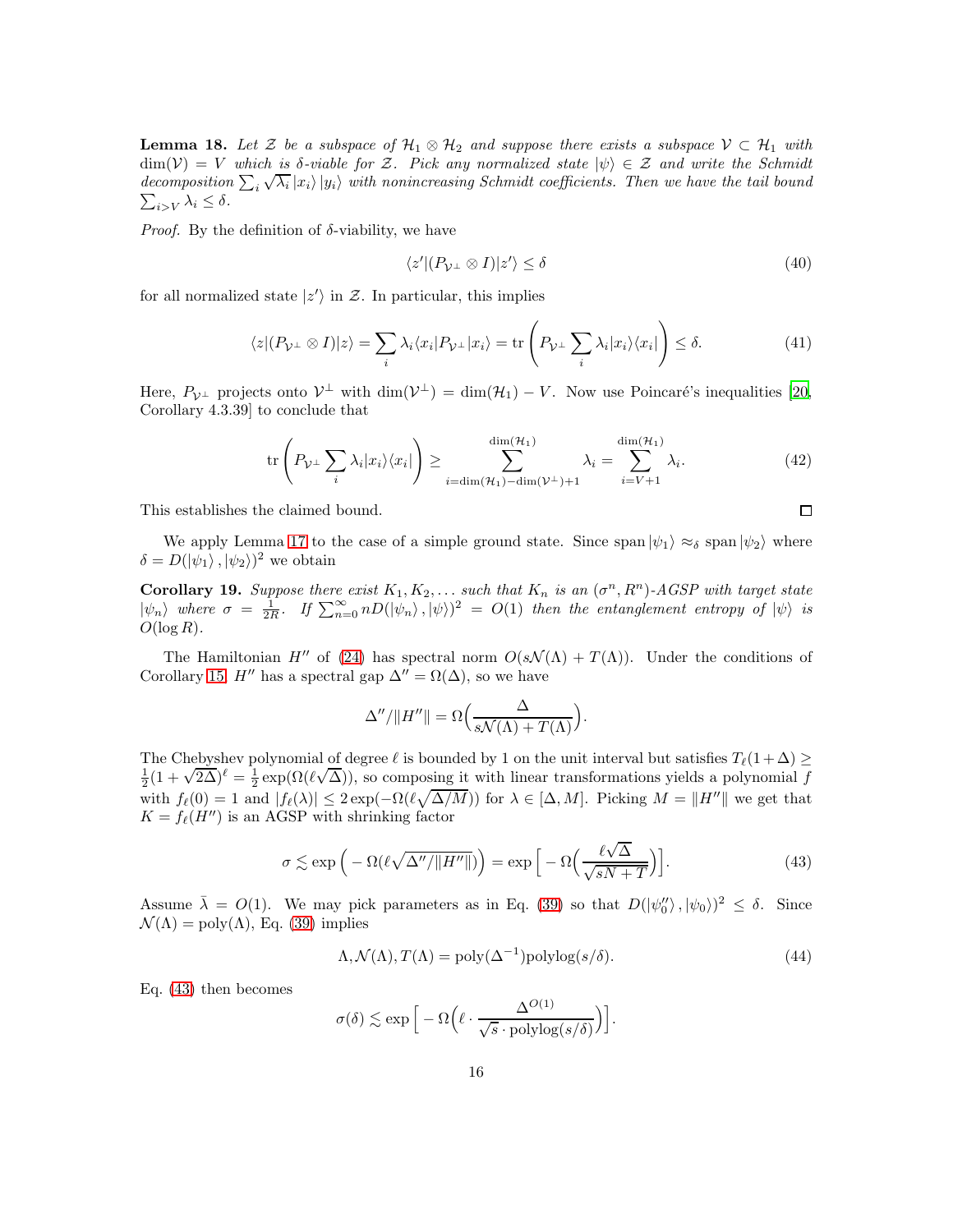**Lemma 18.** *Let $\mathcal{Z}$ be a subspace of $\mathcal{H}_1 \otimes \mathcal{H}_2$ and suppose there exists a subspace $\mathcal{V} \subset \mathcal{H}_1$ with $\dim(\mathcal{V}) = V$ which is $\delta$-viable for $\mathcal{Z}$. Pick any normalized state $|\psi\rangle \in \mathcal{Z}$ and write the Schmidt decomposition $\sum_i \sqrt{\lambda_i}\,|x_i\rangle\,|y_i\rangle$ with nonincreasing Schmidt coefficients. Then we have the tail bound $\sum_{i>V} \lambda_i \leq \delta$.*

*Proof.* By the definition of $\delta$-viability, we have

$$\langle z'|(P_{\mathcal{V}^\perp} \otimes I)|z'\rangle \leq \delta \tag{40}$$

for all normalized state $|z'\rangle$ in $\mathcal{Z}$. In particular, this implies

$$\langle z|(P_{\mathcal{V}^\perp} \otimes I)|z\rangle = \sum_i \lambda_i \langle x_i|P_{\mathcal{V}^\perp}|x_i\rangle = \operatorname{tr}\left(P_{\mathcal{V}^\perp} \sum_i \lambda_i |x_i\rangle\langle x_i|\right) \leq \delta. \tag{41}$$

Here, $P_{\mathcal{V}^\perp}$ projects onto $\mathcal{V}^\perp$ with $\dim(\mathcal{V}^\perp) = \dim(\mathcal{H}_1) - V$. Now use Poincaré's inequalities [20, Corollary 4.3.39] to conclude that

$$\operatorname{tr}\left(P_{\mathcal{V}^\perp} \sum_i \lambda_i |x_i\rangle\langle x_i|\right) \geq \sum_{i=\dim(\mathcal{H}_1)-\dim(\mathcal{V}^\perp)+1}^{\dim(\mathcal{H}_1)} \lambda_i = \sum_{i=V+1}^{\dim(\mathcal{H}_1)} \lambda_i. \tag{42}$$

This establishes the claimed bound. $\square$

We apply Lemma 17 to the case of a simple ground state. Since $\operatorname{span}|\psi_1\rangle \approx_\delta \operatorname{span}|\psi_2\rangle$ where $\delta = D(|\psi_1\rangle, |\psi_2\rangle)^2$ we obtain

**Corollary 19.** *Suppose there exist $K_1, K_2, \ldots$ such that $K_n$ is an $(\sigma^n, R^n)$-AGSP with target state $|\psi_n\rangle$ where $\sigma = \frac{1}{2R}$. If $\sum_{n=0}^\infty nD(|\psi_n\rangle, |\psi\rangle)^2 = O(1)$ then the entanglement entropy of $|\psi\rangle$ is $O(\log R)$.*

The Hamiltonian $H''$ of (24) has spectral norm $O(s\mathcal{N}(\Lambda) + T(\Lambda))$. Under the conditions of Corollary 15, $H''$ has a spectral gap $\Delta'' = \Omega(\Delta)$, so we have

$$\Delta''/\|H''\| = \Omega\Big(\frac{\Delta}{s\mathcal{N}(\Lambda) + T(\Lambda)}\Big).$$

The Chebyshev polynomial of degree $\ell$ is bounded by 1 on the unit interval but satisfies $T_\ell(1+\Delta) \geq \frac{1}{2}(1+\sqrt{2\Delta})^\ell = \frac{1}{2}\exp(\Omega(\ell\sqrt{\Delta}))$, so composing it with linear transformations yields a polynomial $f$ with $f_\ell(0) = 1$ and $|f_\ell(\lambda)| \leq 2\exp(-\Omega(\ell\sqrt{\Delta/M}))$ for $\lambda \in [\Delta, M]$. Picking $M = \|H''\|$ we get that $K = f_\ell(H'')$ is an AGSP with shrinking factor

$$\sigma \lesssim \exp\Big(-\Omega(\ell\sqrt{\Delta''/\|H''\|}\Big) = \exp\Big[-\Omega\Big(\frac{\ell\sqrt{\Delta}}{\sqrt{sN+T}}\Big)\Big]. \tag{43}$$

Assume $\bar{\lambda} = O(1)$. We may pick parameters as in Eq. (39) so that $D(|\psi_0''\rangle, |\psi_0\rangle)^2 \leq \delta$. Since $\mathcal{N}(\Lambda) = \operatorname{poly}(\Lambda)$, Eq. (39) implies

$$\Lambda, \mathcal{N}(\Lambda), T(\Lambda) = \operatorname{poly}(\Delta^{-1})\operatorname{polylog}(s/\delta). \tag{44}$$

Eq. (43) then becomes

$$\sigma(\delta) \lesssim \exp\Big[-\Omega\Big(\ell \cdot \frac{\Delta^{O(1)}}{\sqrt{s}\cdot \operatorname{polylog}(s/\delta)}\Big)\Big].$$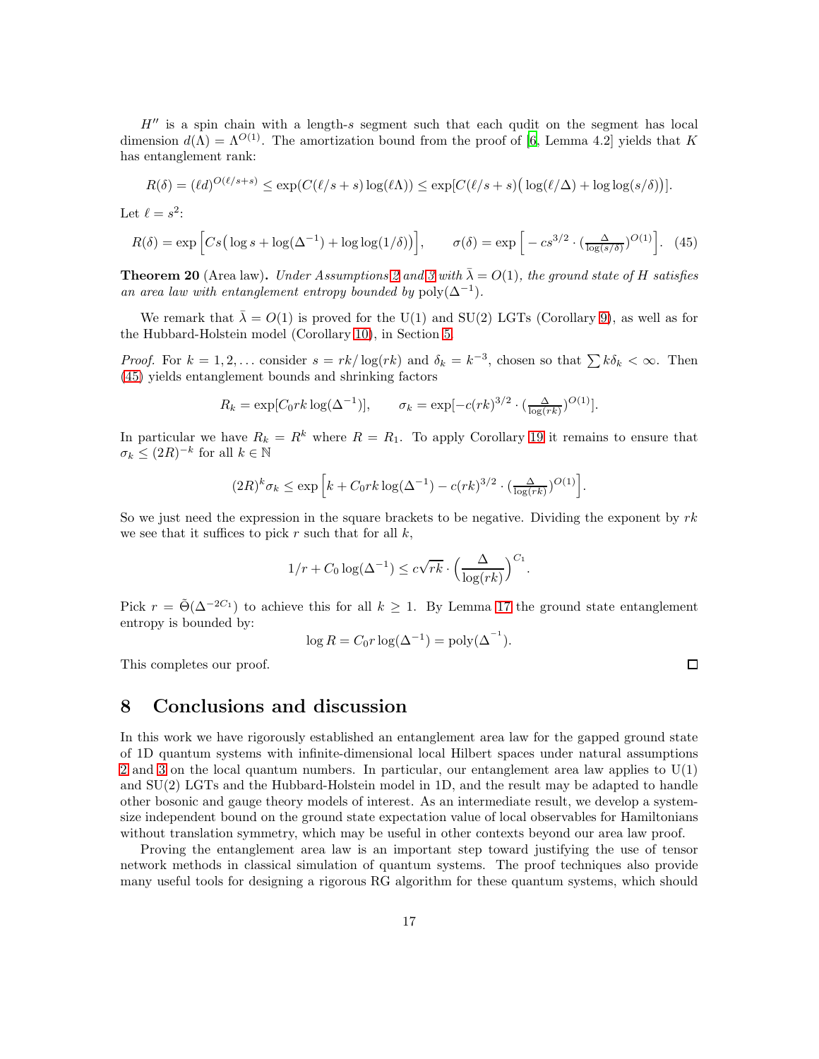$H''$ is a spin chain with a length-$s$ segment such that each qudit on the segment has local dimension $d(\Lambda) = \Lambda^{O(1)}$. The amortization bound from the proof of [6, Lemma 4.2] yields that $K$ has entanglement rank:

$$R(\delta) = (\ell d)^{O(\ell/s+s)} \le \exp(C(\ell/s + s)\log(\ell\Lambda)) \le \exp[C(\ell/s+s)\big(\log(\ell/\Delta) + \log\log(s/\delta)\big)].$$

Let $\ell = s^2$:

$$R(\delta) = \exp\Big[Cs\big(\log s + \log(\Delta^{-1}) + \log\log(1/\delta)\big)\Big], \qquad \sigma(\delta) = \exp\Big[-cs^{3/2}\cdot(\tfrac{\Delta}{\log(s/\delta)})^{O(1)}\Big]. \quad (45)$$

**Theorem 20** (Area law)**.** *Under Assumptions 2 and 3 with $\bar{\lambda} = O(1)$, the ground state of $H$ satisfies an area law with entanglement entropy bounded by* $\mathrm{poly}(\Delta^{-1})$.

We remark that $\bar{\lambda} = O(1)$ is proved for the U(1) and SU(2) LGTs (Corollary 9), as well as for the Hubbard-Holstein model (Corollary 10), in Section 5.

*Proof.* For $k = 1, 2, \ldots$ consider $s = rk/\log(rk)$ and $\delta_k = k^{-3}$, chosen so that $\sum k\delta_k < \infty$. Then (45) yields entanglement bounds and shrinking factors

$$R_k = \exp[C_0 rk\log(\Delta^{-1})], \qquad \sigma_k = \exp[-c(rk)^{3/2}\cdot(\tfrac{\Delta}{\log(rk)})^{O(1)}].$$

In particular we have $R_k = R^k$ where $R = R_1$. To apply Corollary 19 it remains to ensure that $\sigma_k \le (2R)^{-k}$ for all $k \in \mathbb{N}$

$$(2R)^k\sigma_k \le \exp\Big[k + C_0 rk\log(\Delta^{-1}) - c(rk)^{3/2}\cdot(\tfrac{\Delta}{\log(rk)})^{O(1)}\Big].$$

So we just need the expression in the square brackets to be negative. Dividing the exponent by $rk$ we see that it suffices to pick $r$ such that for all $k$,

$$1/r + C_0\log(\Delta^{-1}) \le c\sqrt{rk}\cdot\Big(\frac{\Delta}{\log(rk)}\Big)^{C_1}.$$

Pick $r = \tilde{\Theta}(\Delta^{-2C_1})$ to achieve this for all $k \ge 1$. By Lemma 17 the ground state entanglement entropy is bounded by:

$$\log R = C_0 r\log(\Delta^{-1}) = \mathrm{poly}(\Delta^{-1}).$$

This completes our proof. $\square$

# 8 Conclusions and discussion

In this work we have rigorously established an entanglement area law for the gapped ground state of 1D quantum systems with infinite-dimensional local Hilbert spaces under natural assumptions 2 and 3 on the local quantum numbers. In particular, our entanglement area law applies to U(1) and SU(2) LGTs and the Hubbard-Holstein model in 1D, and the result may be adapted to handle other bosonic and gauge theory models of interest. As an intermediate result, we develop a system-size independent bound on the ground state expectation value of local observables for Hamiltonians without translation symmetry, which may be useful in other contexts beyond our area law proof.

Proving the entanglement area law is an important step toward justifying the use of tensor network methods in classical simulation of quantum systems. The proof techniques also provide many useful tools for designing a rigorous RG algorithm for these quantum systems, which should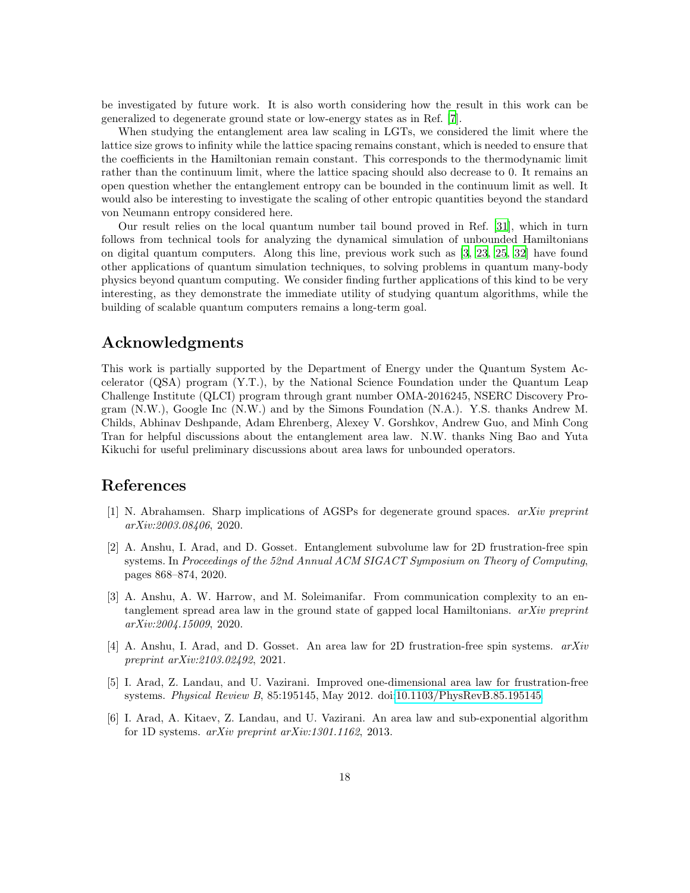be investigated by future work. It is also worth considering how the result in this work can be generalized to degenerate ground state or low-energy states as in Ref. [7].

When studying the entanglement area law scaling in LGTs, we considered the limit where the lattice size grows to infinity while the lattice spacing remains constant, which is needed to ensure that the coefficients in the Hamiltonian remain constant. This corresponds to the thermodynamic limit rather than the continuum limit, where the lattice spacing should also decrease to 0. It remains an open question whether the entanglement entropy can be bounded in the continuum limit as well. It would also be interesting to investigate the scaling of other entropic quantities beyond the standard von Neumann entropy considered here.

Our result relies on the local quantum number tail bound proved in Ref. [31], which in turn follows from technical tools for analyzing the dynamical simulation of unbounded Hamiltonians on digital quantum computers. Along this line, previous work such as [3, 23, 25, 32] have found other applications of quantum simulation techniques, to solving problems in quantum many-body physics beyond quantum computing. We consider finding further applications of this kind to be very interesting, as they demonstrate the immediate utility of studying quantum algorithms, while the building of scalable quantum computers remains a long-term goal.

## Acknowledgments

This work is partially supported by the Department of Energy under the Quantum System Accelerator (QSA) program (Y.T.), by the National Science Foundation under the Quantum Leap Challenge Institute (QLCI) program through grant number OMA-2016245, NSERC Discovery Program (N.W.), Google Inc (N.W.) and by the Simons Foundation (N.A.). Y.S. thanks Andrew M. Childs, Abhinav Deshpande, Adam Ehrenberg, Alexey V. Gorshkov, Andrew Guo, and Minh Cong Tran for helpful discussions about the entanglement area law. N.W. thanks Ning Bao and Yuta Kikuchi for useful preliminary discussions about area laws for unbounded operators.

## References

[1] N. Abrahamsen. Sharp implications of AGSPs for degenerate ground spaces. *arXiv preprint arXiv:2003.08406*, 2020.

[2] A. Anshu, I. Arad, and D. Gosset. Entanglement subvolume law for 2D frustration-free spin systems. In *Proceedings of the 52nd Annual ACM SIGACT Symposium on Theory of Computing*, pages 868–874, 2020.

[3] A. Anshu, A. W. Harrow, and M. Soleimanifar. From communication complexity to an entanglement spread area law in the ground state of gapped local Hamiltonians. *arXiv preprint arXiv:2004.15009*, 2020.

[4] A. Anshu, I. Arad, and D. Gosset. An area law for 2D frustration-free spin systems. *arXiv preprint arXiv:2103.02492*, 2021.

[5] I. Arad, Z. Landau, and U. Vazirani. Improved one-dimensional area law for frustration-free systems. *Physical Review B*, 85:195145, May 2012. doi:10.1103/PhysRevB.85.195145.

[6] I. Arad, A. Kitaev, Z. Landau, and U. Vazirani. An area law and sub-exponential algorithm for 1D systems. *arXiv preprint arXiv:1301.1162*, 2013.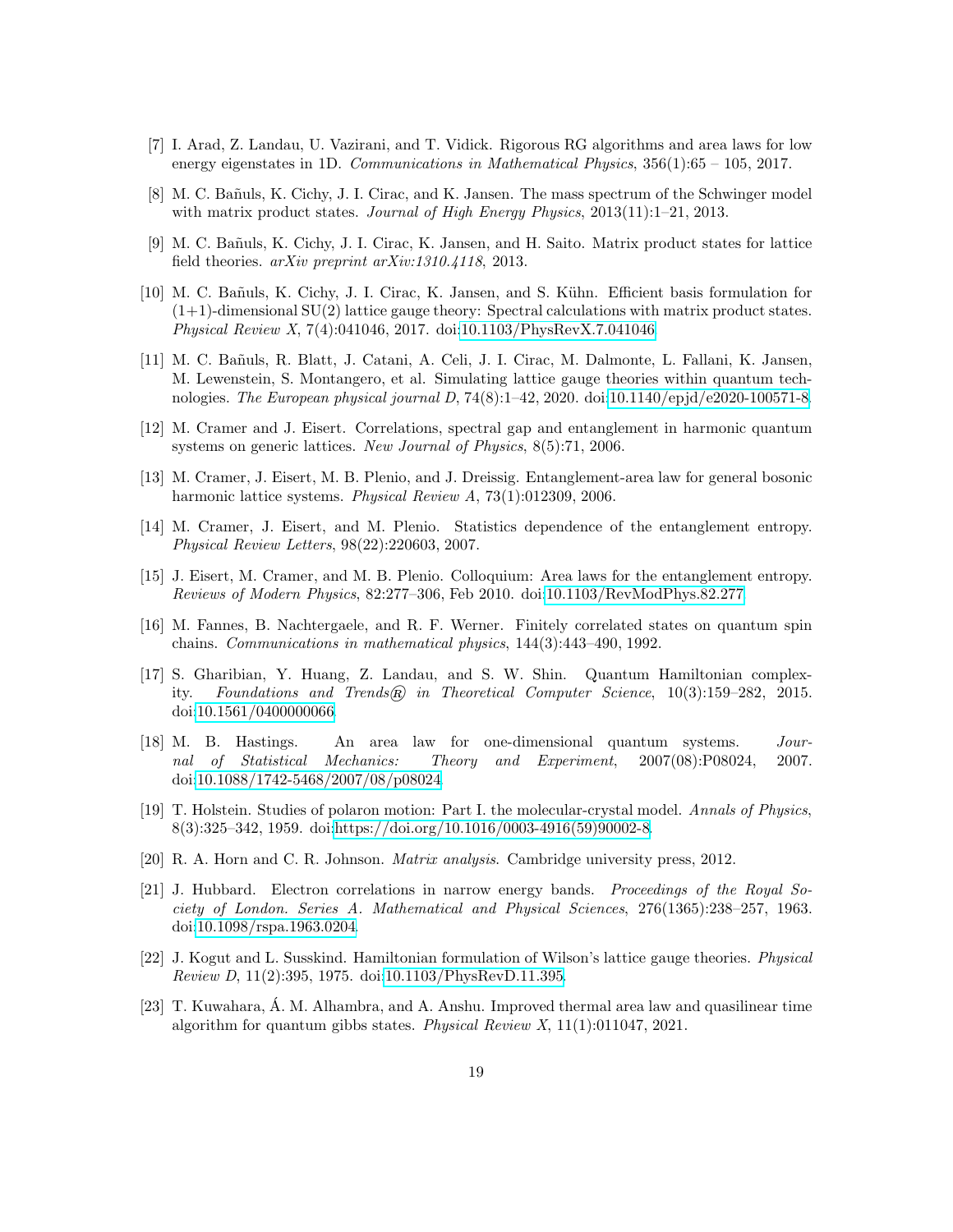[7] I. Arad, Z. Landau, U. Vazirani, and T. Vidick. Rigorous RG algorithms and area laws for low energy eigenstates in 1D. *Communications in Mathematical Physics*, 356(1):65 – 105, 2017.

[8] M. C. Bañuls, K. Cichy, J. I. Cirac, and K. Jansen. The mass spectrum of the Schwinger model with matrix product states. *Journal of High Energy Physics*, 2013(11):1–21, 2013.

[9] M. C. Bañuls, K. Cichy, J. I. Cirac, K. Jansen, and H. Saito. Matrix product states for lattice field theories. *arXiv preprint arXiv:1310.4118*, 2013.

[10] M. C. Bañuls, K. Cichy, J. I. Cirac, K. Jansen, and S. Kühn. Efficient basis formulation for (1+1)-dimensional SU(2) lattice gauge theory: Spectral calculations with matrix product states. *Physical Review X*, 7(4):041046, 2017. doi:10.1103/PhysRevX.7.041046.

[11] M. C. Bañuls, R. Blatt, J. Catani, A. Celi, J. I. Cirac, M. Dalmonte, L. Fallani, K. Jansen, M. Lewenstein, S. Montangero, et al. Simulating lattice gauge theories within quantum technologies. *The European physical journal D*, 74(8):1–42, 2020. doi:10.1140/epjd/e2020-100571-8.

[12] M. Cramer and J. Eisert. Correlations, spectral gap and entanglement in harmonic quantum systems on generic lattices. *New Journal of Physics*, 8(5):71, 2006.

[13] M. Cramer, J. Eisert, M. B. Plenio, and J. Dreissig. Entanglement-area law for general bosonic harmonic lattice systems. *Physical Review A*, 73(1):012309, 2006.

[14] M. Cramer, J. Eisert, and M. Plenio. Statistics dependence of the entanglement entropy. *Physical Review Letters*, 98(22):220603, 2007.

[15] J. Eisert, M. Cramer, and M. B. Plenio. Colloquium: Area laws for the entanglement entropy. *Reviews of Modern Physics*, 82:277–306, Feb 2010. doi:10.1103/RevModPhys.82.277.

[16] M. Fannes, B. Nachtergaele, and R. F. Werner. Finitely correlated states on quantum spin chains. *Communications in mathematical physics*, 144(3):443–490, 1992.

[17] S. Gharibian, Y. Huang, Z. Landau, and S. W. Shin. Quantum Hamiltonian complexity. *Foundations and Trends® in Theoretical Computer Science*, 10(3):159–282, 2015. doi:10.1561/0400000066.

[18] M. B. Hastings. An area law for one-dimensional quantum systems. *Journal of Statistical Mechanics: Theory and Experiment*, 2007(08):P08024, 2007. doi:10.1088/1742-5468/2007/08/p08024.

[19] T. Holstein. Studies of polaron motion: Part I. the molecular-crystal model. *Annals of Physics*, 8(3):325–342, 1959. doi:https://doi.org/10.1016/0003-4916(59)90002-8.

[20] R. A. Horn and C. R. Johnson. *Matrix analysis*. Cambridge university press, 2012.

[21] J. Hubbard. Electron correlations in narrow energy bands. *Proceedings of the Royal Society of London. Series A. Mathematical and Physical Sciences*, 276(1365):238–257, 1963. doi:10.1098/rspa.1963.0204.

[22] J. Kogut and L. Susskind. Hamiltonian formulation of Wilson's lattice gauge theories. *Physical Review D*, 11(2):395, 1975. doi:10.1103/PhysRevD.11.395.

[23] T. Kuwahara, Á. M. Alhambra, and A. Anshu. Improved thermal area law and quasilinear time algorithm for quantum gibbs states. *Physical Review X*, 11(1):011047, 2021.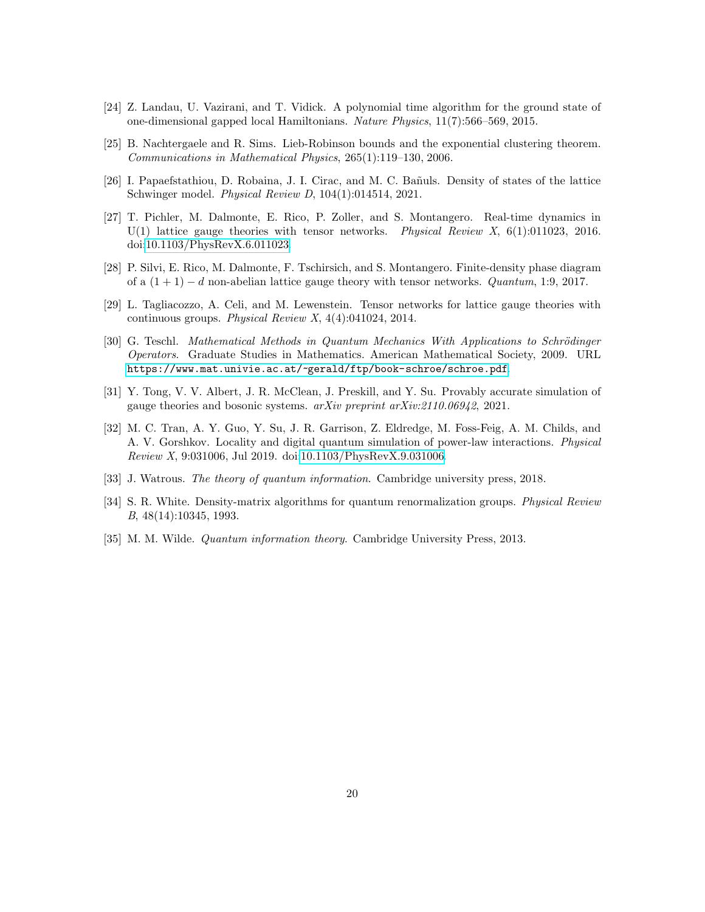[24] Z. Landau, U. Vazirani, and T. Vidick. A polynomial time algorithm for the ground state of one-dimensional gapped local Hamiltonians. *Nature Physics*, 11(7):566–569, 2015.

[25] B. Nachtergaele and R. Sims. Lieb-Robinson bounds and the exponential clustering theorem. *Communications in Mathematical Physics*, 265(1):119–130, 2006.

[26] I. Papaefstathiou, D. Robaina, J. I. Cirac, and M. C. Bañuls. Density of states of the lattice Schwinger model. *Physical Review D*, 104(1):014514, 2021.

[27] T. Pichler, M. Dalmonte, E. Rico, P. Zoller, and S. Montangero. Real-time dynamics in U(1) lattice gauge theories with tensor networks. *Physical Review X*, 6(1):011023, 2016. doi:10.1103/PhysRevX.6.011023.

[28] P. Silvi, E. Rico, M. Dalmonte, F. Tschirsich, and S. Montangero. Finite-density phase diagram of a $(1+1)-d$ non-abelian lattice gauge theory with tensor networks. *Quantum*, 1:9, 2017.

[29] L. Tagliacozzo, A. Celi, and M. Lewenstein. Tensor networks for lattice gauge theories with continuous groups. *Physical Review X*, 4(4):041024, 2014.

[30] G. Teschl. *Mathematical Methods in Quantum Mechanics With Applications to Schrödinger Operators*. Graduate Studies in Mathematics. American Mathematical Society, 2009. URL https://www.mat.univie.ac.at/~gerald/ftp/book-schroe/schroe.pdf.

[31] Y. Tong, V. V. Albert, J. R. McClean, J. Preskill, and Y. Su. Provably accurate simulation of gauge theories and bosonic systems. *arXiv preprint arXiv:2110.06942*, 2021.

[32] M. C. Tran, A. Y. Guo, Y. Su, J. R. Garrison, Z. Eldredge, M. Foss-Feig, A. M. Childs, and A. V. Gorshkov. Locality and digital quantum simulation of power-law interactions. *Physical Review X*, 9:031006, Jul 2019. doi:10.1103/PhysRevX.9.031006.

[33] J. Watrous. *The theory of quantum information*. Cambridge university press, 2018.

[34] S. R. White. Density-matrix algorithms for quantum renormalization groups. *Physical Review B*, 48(14):10345, 1993.

[35] M. M. Wilde. *Quantum information theory*. Cambridge University Press, 2013.